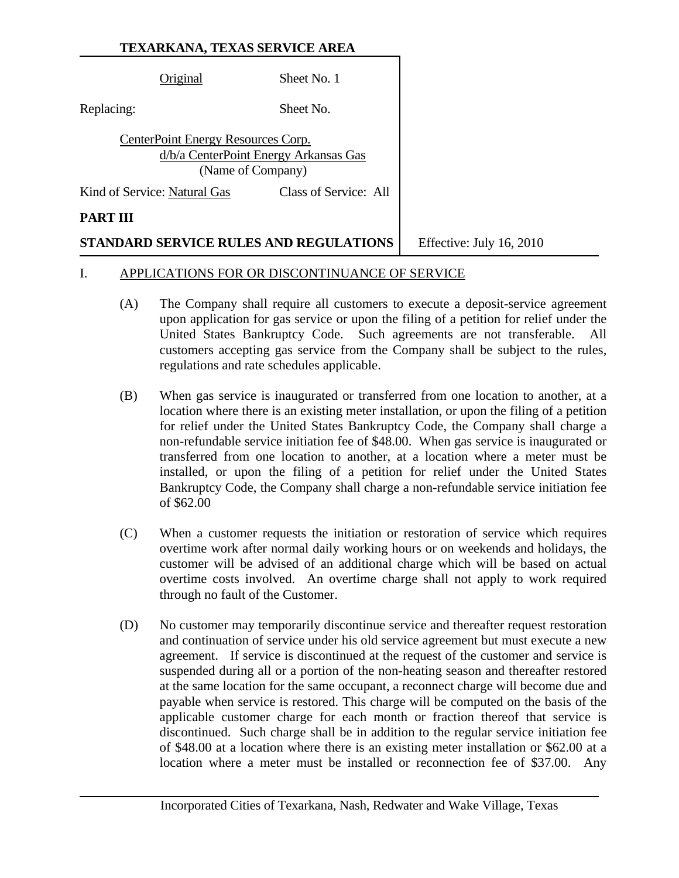**TEXARKANA, TEXAS SERVICE AREA**

Original Sheet No. 1

Replacing: Sheet No.

CenterPoint Energy Resources Corp.
d/b/a CenterPoint Energy Arkansas Gas
(Name of Company)

Kind of Service: Natural Gas Class of Service: All

**PART III**

**STANDARD SERVICE RULES AND REGULATIONS**

Effective: July 16, 2010

## I. APPLICATIONS FOR OR DISCONTINUANCE OF SERVICE

(A) The Company shall require all customers to execute a deposit-service agreement upon application for gas service or upon the filing of a petition for relief under the United States Bankruptcy Code. Such agreements are not transferable. All customers accepting gas service from the Company shall be subject to the rules, regulations and rate schedules applicable.

(B) When gas service is inaugurated or transferred from one location to another, at a location where there is an existing meter installation, or upon the filing of a petition for relief under the United States Bankruptcy Code, the Company shall charge a non-refundable service initiation fee of $48.00. When gas service is inaugurated or transferred from one location to another, at a location where a meter must be installed, or upon the filing of a petition for relief under the United States Bankruptcy Code, the Company shall charge a non-refundable service initiation fee of $62.00

(C) When a customer requests the initiation or restoration of service which requires overtime work after normal daily working hours or on weekends and holidays, the customer will be advised of an additional charge which will be based on actual overtime costs involved. An overtime charge shall not apply to work required through no fault of the Customer.

(D) No customer may temporarily discontinue service and thereafter request restoration and continuation of service under his old service agreement but must execute a new agreement. If service is discontinued at the request of the customer and service is suspended during all or a portion of the non-heating season and thereafter restored at the same location for the same occupant, a reconnect charge will become due and payable when service is restored. This charge will be computed on the basis of the applicable customer charge for each month or fraction thereof that service is discontinued. Such charge shall be in addition to the regular service initiation fee of $48.00 at a location where there is an existing meter installation or $62.00 at a location where a meter must be installed or reconnection fee of $37.00. Any

Incorporated Cities of Texarkana, Nash, Redwater and Wake Village, Texas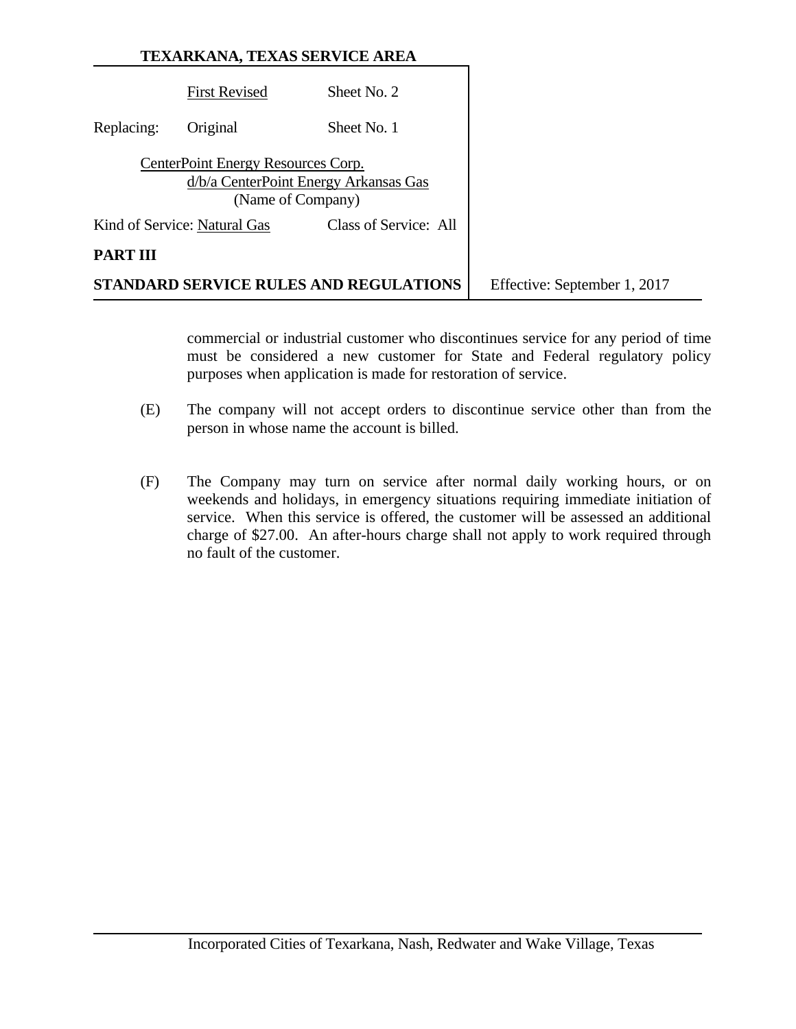commercial or industrial customer who discontinues service for any period of time must be considered a new customer for State and Federal regulatory policy purposes when application is made for restoration of service.

(E) The company will not accept orders to discontinue service other than from the person in whose name the account is billed.

(F) The Company may turn on service after normal daily working hours, or on weekends and holidays, in emergency situations requiring immediate initiation of service. When this service is offered, the customer will be assessed an additional charge of $27.00. An after-hours charge shall not apply to work required through no fault of the customer.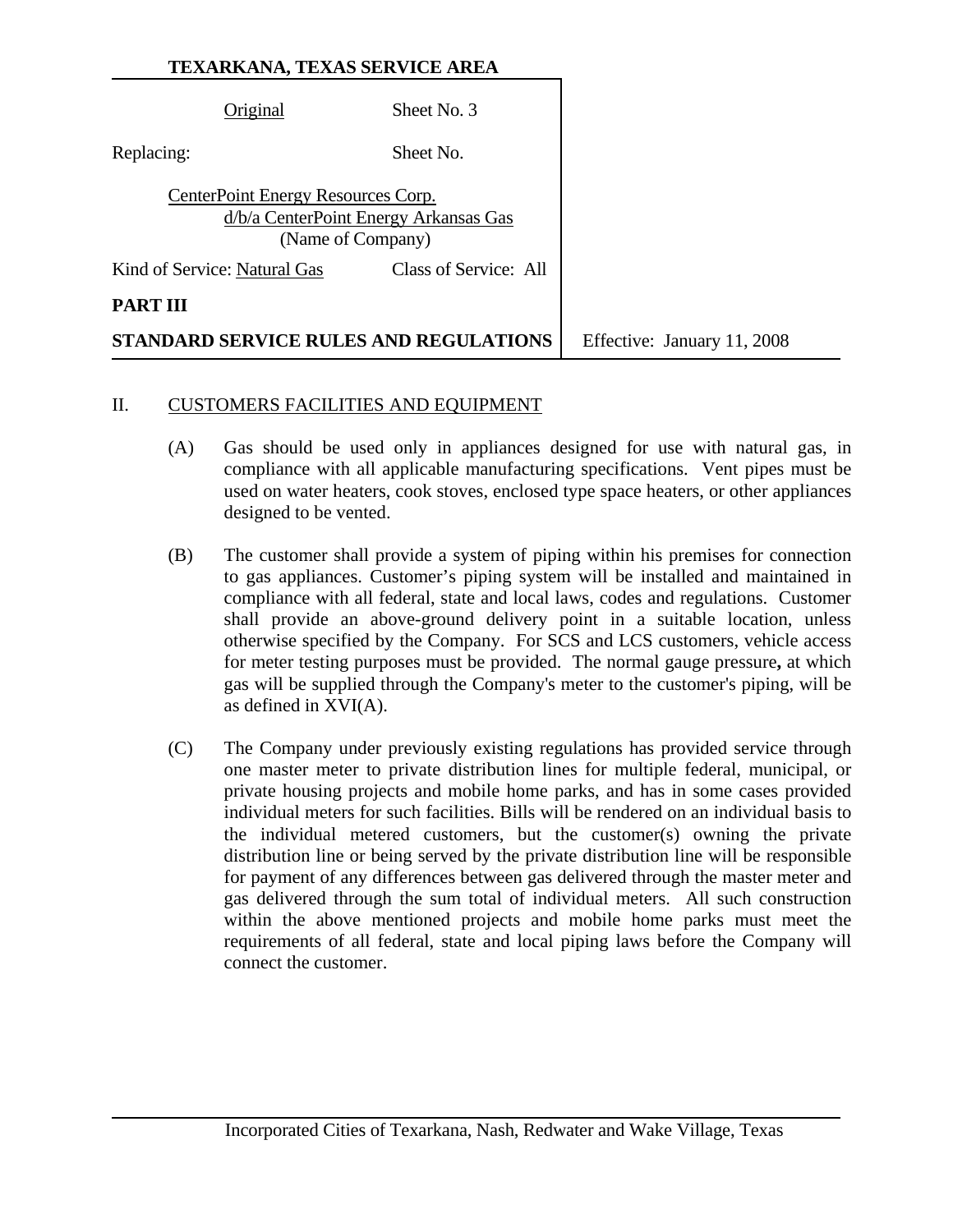**TEXARKANA, TEXAS SERVICE AREA**

Original Sheet No. 3

Replacing: Sheet No.

CenterPoint Energy Resources Corp.
d/b/a CenterPoint Energy Arkansas Gas
(Name of Company)

Kind of Service: Natural Gas Class of Service: All

**PART III**

**STANDARD SERVICE RULES AND REGULATIONS** Effective: January 11, 2008

## II. CUSTOMERS FACILITIES AND EQUIPMENT

(A) Gas should be used only in appliances designed for use with natural gas, in compliance with all applicable manufacturing specifications. Vent pipes must be used on water heaters, cook stoves, enclosed type space heaters, or other appliances designed to be vented.

(B) The customer shall provide a system of piping within his premises for connection to gas appliances. Customer's piping system will be installed and maintained in compliance with all federal, state and local laws, codes and regulations. Customer shall provide an above-ground delivery point in a suitable location, unless otherwise specified by the Company. For SCS and LCS customers, vehicle access for meter testing purposes must be provided. The normal gauge pressure**,** at which gas will be supplied through the Company's meter to the customer's piping, will be as defined in XVI(A).

(C) The Company under previously existing regulations has provided service through one master meter to private distribution lines for multiple federal, municipal, or private housing projects and mobile home parks, and has in some cases provided individual meters for such facilities. Bills will be rendered on an individual basis to the individual metered customers, but the customer(s) owning the private distribution line or being served by the private distribution line will be responsible for payment of any differences between gas delivered through the master meter and gas delivered through the sum total of individual meters. All such construction within the above mentioned projects and mobile home parks must meet the requirements of all federal, state and local piping laws before the Company will connect the customer.

Incorporated Cities of Texarkana, Nash, Redwater and Wake Village, Texas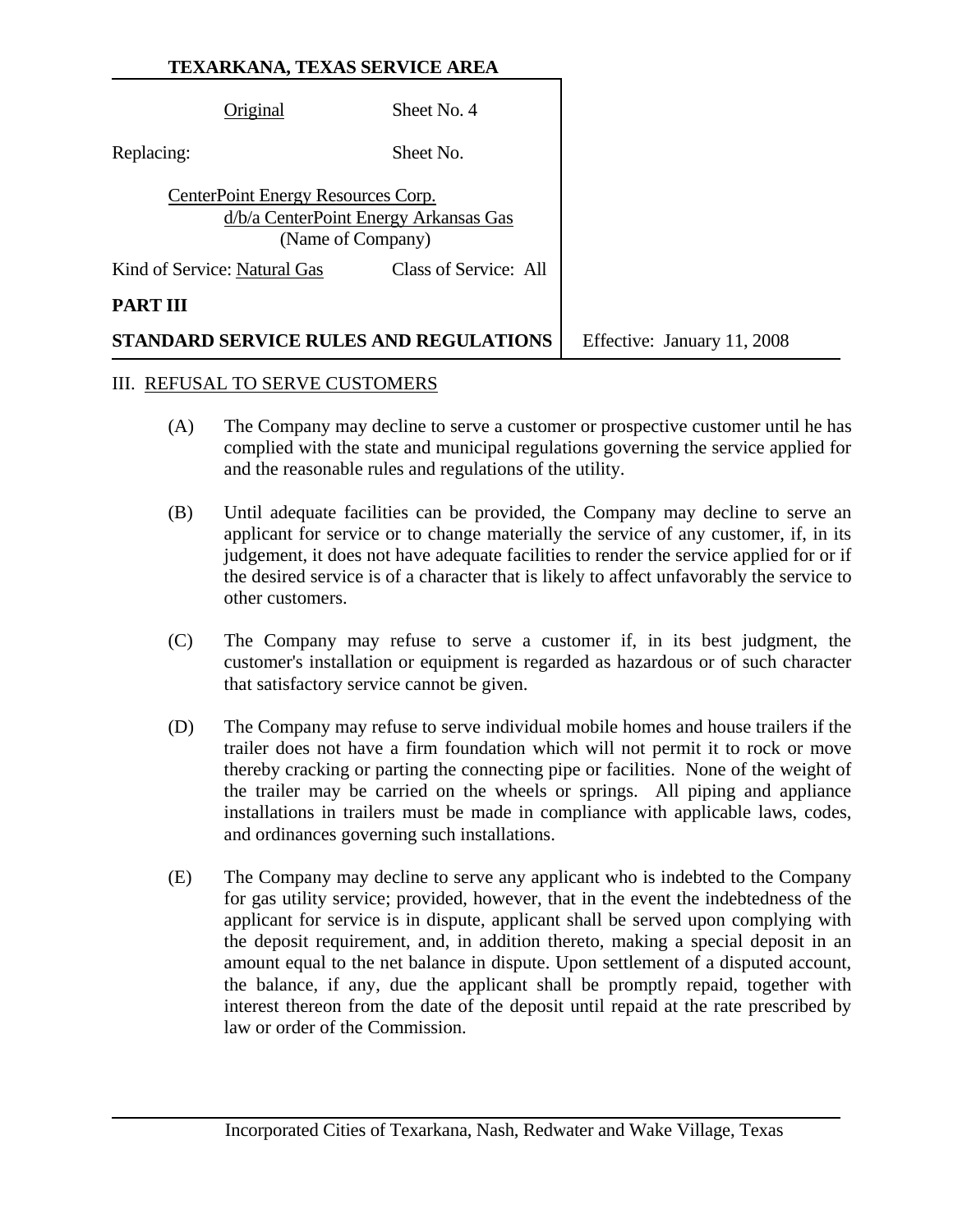**TEXARKANA, TEXAS SERVICE AREA**

| Original | Sheet No. 4 |
|---|---|
| Replacing: | Sheet No. |

CenterPoint Energy Resources Corp.
d/b/a CenterPoint Energy Arkansas Gas
(Name of Company)

Kind of Service: Natural Gas    Class of Service: All

**PART III**

**STANDARD SERVICE RULES AND REGULATIONS**    Effective: January 11, 2008

III. REFUSAL TO SERVE CUSTOMERS

(A) The Company may decline to serve a customer or prospective customer until he has complied with the state and municipal regulations governing the service applied for and the reasonable rules and regulations of the utility.

(B) Until adequate facilities can be provided, the Company may decline to serve an applicant for service or to change materially the service of any customer, if, in its judgement, it does not have adequate facilities to render the service applied for or if the desired service is of a character that is likely to affect unfavorably the service to other customers.

(C) The Company may refuse to serve a customer if, in its best judgment, the customer's installation or equipment is regarded as hazardous or of such character that satisfactory service cannot be given.

(D) The Company may refuse to serve individual mobile homes and house trailers if the trailer does not have a firm foundation which will not permit it to rock or move thereby cracking or parting the connecting pipe or facilities. None of the weight of the trailer may be carried on the wheels or springs. All piping and appliance installations in trailers must be made in compliance with applicable laws, codes, and ordinances governing such installations.

(E) The Company may decline to serve any applicant who is indebted to the Company for gas utility service; provided, however, that in the event the indebtedness of the applicant for service is in dispute, applicant shall be served upon complying with the deposit requirement, and, in addition thereto, making a special deposit in an amount equal to the net balance in dispute. Upon settlement of a disputed account, the balance, if any, due the applicant shall be promptly repaid, together with interest thereon from the date of the deposit until repaid at the rate prescribed by law or order of the Commission.

Incorporated Cities of Texarkana, Nash, Redwater and Wake Village, Texas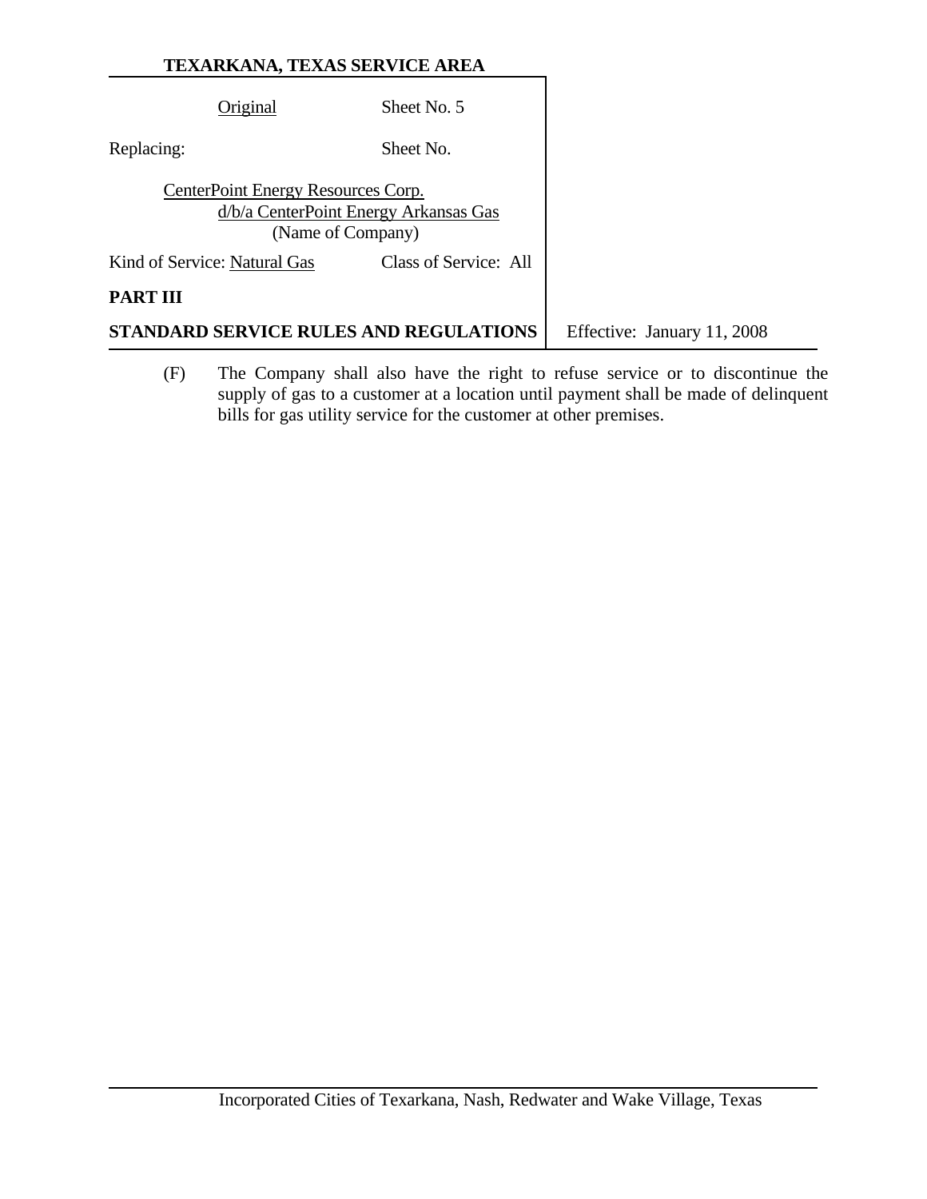**TEXARKANA, TEXAS SERVICE AREA**

| Original | Sheet No. 5 |
|---|---|
| Replacing: | Sheet No. |

CenterPoint Energy Resources Corp.
d/b/a CenterPoint Energy Arkansas Gas
(Name of Company)

Kind of Service: Natural Gas    Class of Service: All

**PART III**

**STANDARD SERVICE RULES AND REGULATIONS**    Effective: January 11, 2008

(F) The Company shall also have the right to refuse service or to discontinue the supply of gas to a customer at a location until payment shall be made of delinquent bills for gas utility service for the customer at other premises.

Incorporated Cities of Texarkana, Nash, Redwater and Wake Village, Texas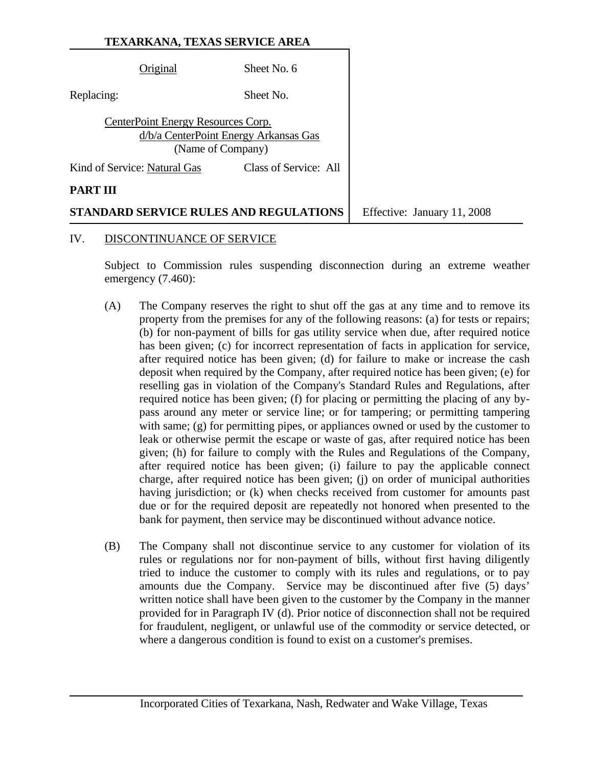**TEXARKANA, TEXAS SERVICE AREA**

| | |
|---|---|
| Original | Sheet No. 6 |
| Replacing: | Sheet No. |

CenterPoint Energy Resources Corp.
d/b/a CenterPoint Energy Arkansas Gas
(Name of Company)

Kind of Service: Natural Gas Class of Service: All

**PART III**

**STANDARD SERVICE RULES AND REGULATIONS** Effective: January 11, 2008

IV. DISCONTINUANCE OF SERVICE

Subject to Commission rules suspending disconnection during an extreme weather emergency (7.460):

(A) The Company reserves the right to shut off the gas at any time and to remove its property from the premises for any of the following reasons: (a) for tests or repairs; (b) for non-payment of bills for gas utility service when due, after required notice has been given; (c) for incorrect representation of facts in application for service, after required notice has been given; (d) for failure to make or increase the cash deposit when required by the Company, after required notice has been given; (e) for reselling gas in violation of the Company's Standard Rules and Regulations, after required notice has been given; (f) for placing or permitting the placing of any by-pass around any meter or service line; or for tampering; or permitting tampering with same; (g) for permitting pipes, or appliances owned or used by the customer to leak or otherwise permit the escape or waste of gas, after required notice has been given; (h) for failure to comply with the Rules and Regulations of the Company, after required notice has been given; (i) failure to pay the applicable connect charge, after required notice has been given; (j) on order of municipal authorities having jurisdiction; or (k) when checks received from customer for amounts past due or for the required deposit are repeatedly not honored when presented to the bank for payment, then service may be discontinued without advance notice.

(B) The Company shall not discontinue service to any customer for violation of its rules or regulations nor for non-payment of bills, without first having diligently tried to induce the customer to comply with its rules and regulations, or to pay amounts due the Company. Service may be discontinued after five (5) days' written notice shall have been given to the customer by the Company in the manner provided for in Paragraph IV (d). Prior notice of disconnection shall not be required for fraudulent, negligent, or unlawful use of the commodity or service detected, or where a dangerous condition is found to exist on a customer's premises.

Incorporated Cities of Texarkana, Nash, Redwater and Wake Village, Texas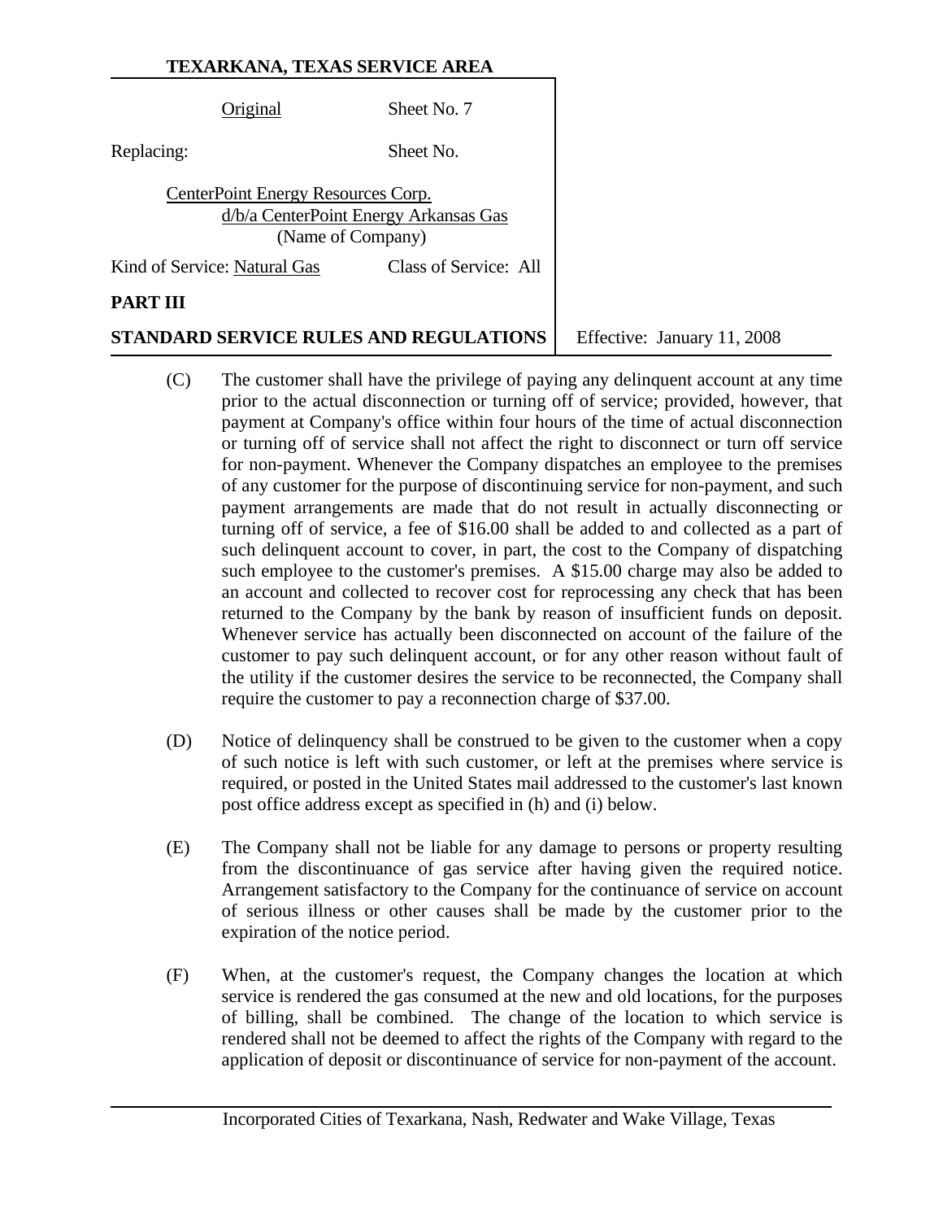**TEXARKANA, TEXAS SERVICE AREA**

| Original | Sheet No. 7 |
|---|---|
| Replacing: | Sheet No. |

CenterPoint Energy Resources Corp.
d/b/a CenterPoint Energy Arkansas Gas
(Name of Company)

Kind of Service: Natural Gas — Class of Service: All

**PART III**

**STANDARD SERVICE RULES AND REGULATIONS** — Effective: January 11, 2008

(C) The customer shall have the privilege of paying any delinquent account at any time prior to the actual disconnection or turning off of service; provided, however, that payment at Company's office within four hours of the time of actual disconnection or turning off of service shall not affect the right to disconnect or turn off service for non-payment. Whenever the Company dispatches an employee to the premises of any customer for the purpose of discontinuing service for non-payment, and such payment arrangements are made that do not result in actually disconnecting or turning off of service, a fee of $16.00 shall be added to and collected as a part of such delinquent account to cover, in part, the cost to the Company of dispatching such employee to the customer's premises. A $15.00 charge may also be added to an account and collected to recover cost for reprocessing any check that has been returned to the Company by the bank by reason of insufficient funds on deposit. Whenever service has actually been disconnected on account of the failure of the customer to pay such delinquent account, or for any other reason without fault of the utility if the customer desires the service to be reconnected, the Company shall require the customer to pay a reconnection charge of $37.00.

(D) Notice of delinquency shall be construed to be given to the customer when a copy of such notice is left with such customer, or left at the premises where service is required, or posted in the United States mail addressed to the customer's last known post office address except as specified in (h) and (i) below.

(E) The Company shall not be liable for any damage to persons or property resulting from the discontinuance of gas service after having given the required notice. Arrangement satisfactory to the Company for the continuance of service on account of serious illness or other causes shall be made by the customer prior to the expiration of the notice period.

(F) When, at the customer's request, the Company changes the location at which service is rendered the gas consumed at the new and old locations, for the purposes of billing, shall be combined. The change of the location to which service is rendered shall not be deemed to affect the rights of the Company with regard to the application of deposit or discontinuance of service for non-payment of the account.

Incorporated Cities of Texarkana, Nash, Redwater and Wake Village, Texas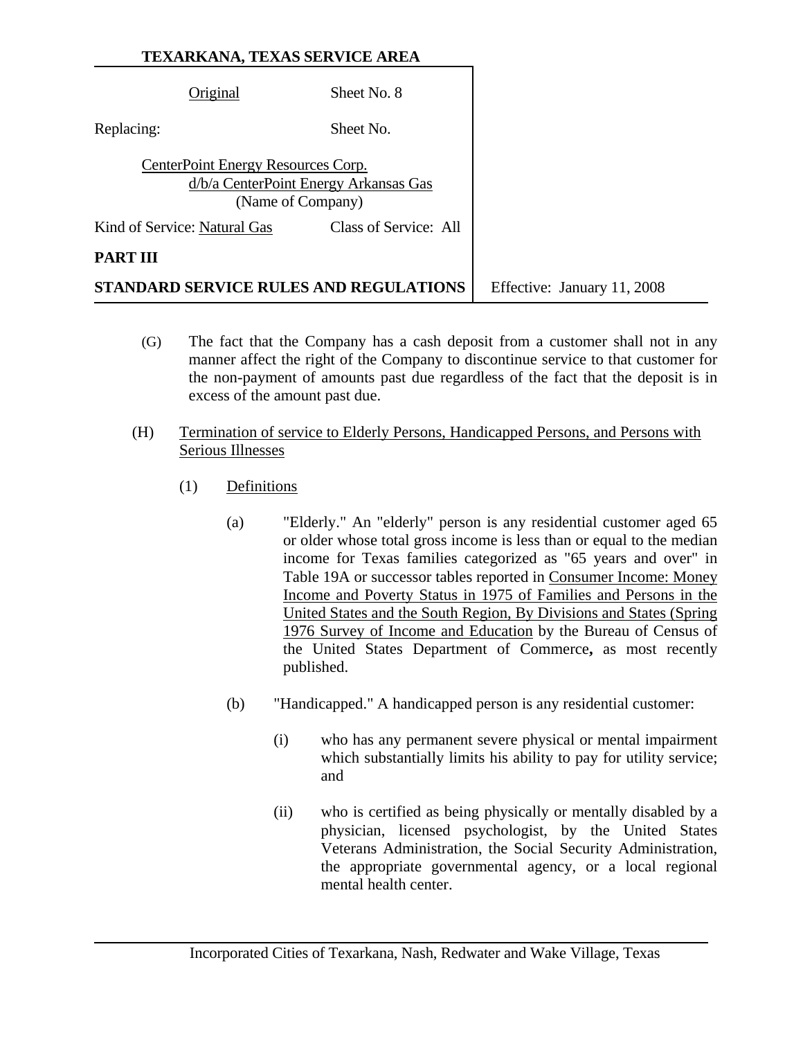(G) The fact that the Company has a cash deposit from a customer shall not in any manner affect the right of the Company to discontinue service to that customer for the non-payment of amounts past due regardless of the fact that the deposit is in excess of the amount past due.

(H) Termination of service to Elderly Persons, Handicapped Persons, and Persons with Serious Illnesses

(1) Definitions

(a) "Elderly." An "elderly" person is any residential customer aged 65 or older whose total gross income is less than or equal to the median income for Texas families categorized as "65 years and over" in Table 19A or successor tables reported in Consumer Income: Money Income and Poverty Status in 1975 of Families and Persons in the United States and the South Region, By Divisions and States (Spring 1976 Survey of Income and Education by the Bureau of Census of the United States Department of Commerce**,** as most recently published.

(b) "Handicapped." A handicapped person is any residential customer:

(i) who has any permanent severe physical or mental impairment which substantially limits his ability to pay for utility service; and

(ii) who is certified as being physically or mentally disabled by a physician, licensed psychologist, by the United States Veterans Administration, the Social Security Administration, the appropriate governmental agency, or a local regional mental health center.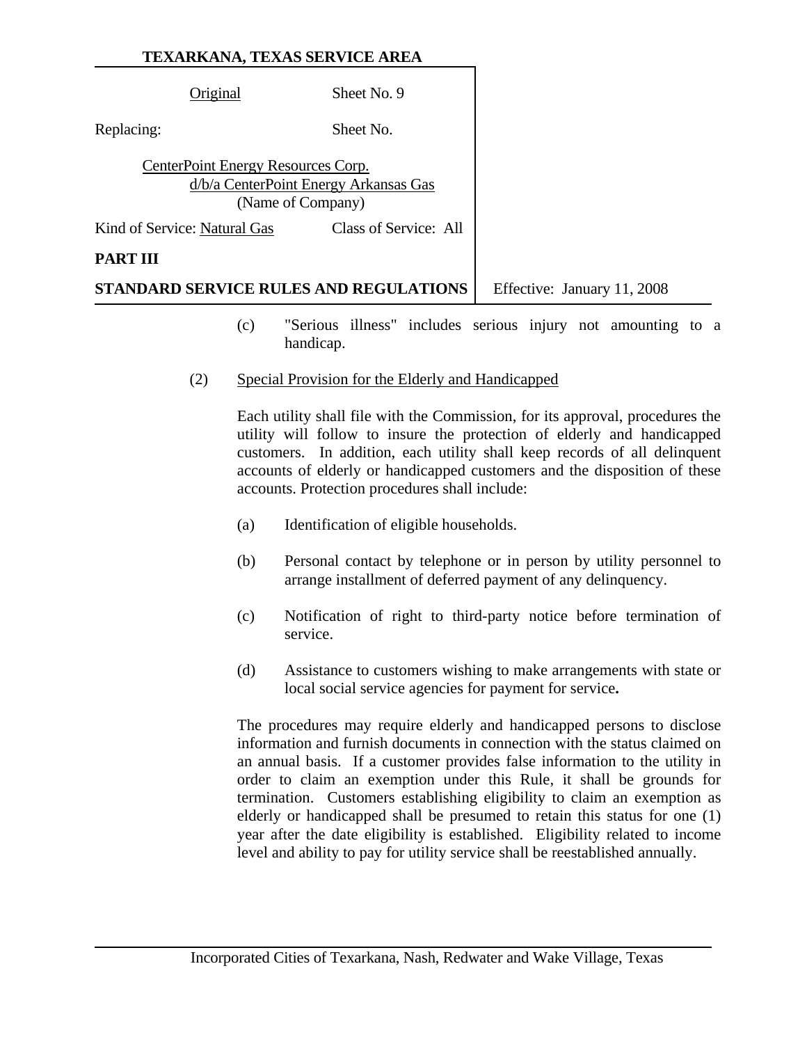(c) "Serious illness" includes serious injury not amounting to a handicap.

(2) Special Provision for the Elderly and Handicapped

Each utility shall file with the Commission, for its approval, procedures the utility will follow to insure the protection of elderly and handicapped customers. In addition, each utility shall keep records of all delinquent accounts of elderly or handicapped customers and the disposition of these accounts. Protection procedures shall include:

(a) Identification of eligible households.

(b) Personal contact by telephone or in person by utility personnel to arrange installment of deferred payment of any delinquency.

(c) Notification of right to third-party notice before termination of service.

(d) Assistance to customers wishing to make arrangements with state or local social service agencies for payment for service.

The procedures may require elderly and handicapped persons to disclose information and furnish documents in connection with the status claimed on an annual basis. If a customer provides false information to the utility in order to claim an exemption under this Rule, it shall be grounds for termination. Customers establishing eligibility to claim an exemption as elderly or handicapped shall be presumed to retain this status for one (1) year after the date eligibility is established. Eligibility related to income level and ability to pay for utility service shall be reestablished annually.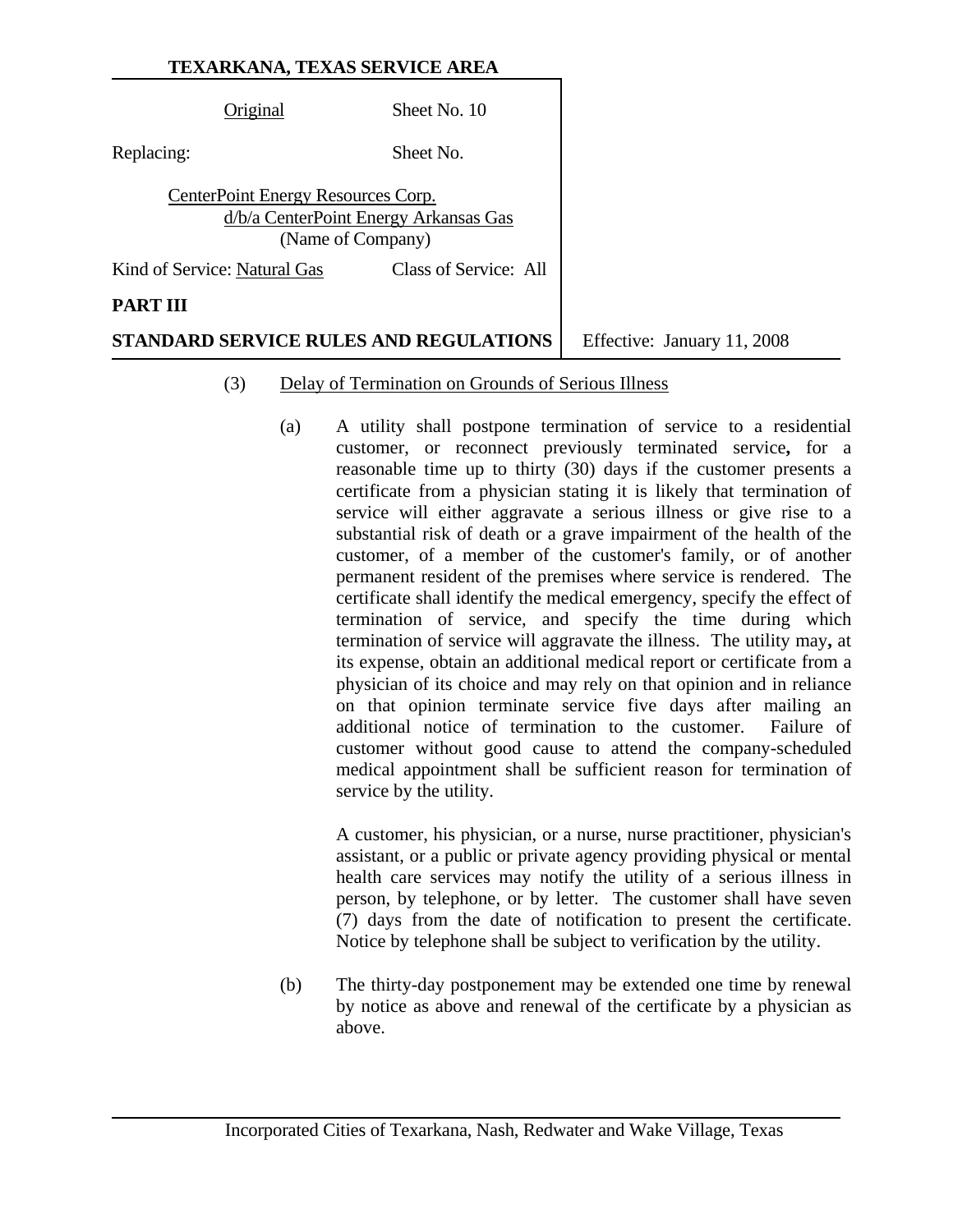(3) Delay of Termination on Grounds of Serious Illness

(a) A utility shall postpone termination of service to a residential customer, or reconnect previously terminated service**,** for a reasonable time up to thirty (30) days if the customer presents a certificate from a physician stating it is likely that termination of service will either aggravate a serious illness or give rise to a substantial risk of death or a grave impairment of the health of the customer, of a member of the customer's family, or of another permanent resident of the premises where service is rendered. The certificate shall identify the medical emergency, specify the effect of termination of service, and specify the time during which termination of service will aggravate the illness. The utility may**,** at its expense, obtain an additional medical report or certificate from a physician of its choice and may rely on that opinion and in reliance on that opinion terminate service five days after mailing an additional notice of termination to the customer. Failure of customer without good cause to attend the company-scheduled medical appointment shall be sufficient reason for termination of service by the utility.

A customer, his physician, or a nurse, nurse practitioner, physician's assistant, or a public or private agency providing physical or mental health care services may notify the utility of a serious illness in person, by telephone, or by letter. The customer shall have seven (7) days from the date of notification to present the certificate. Notice by telephone shall be subject to verification by the utility.

(b) The thirty-day postponement may be extended one time by renewal by notice as above and renewal of the certificate by a physician as above.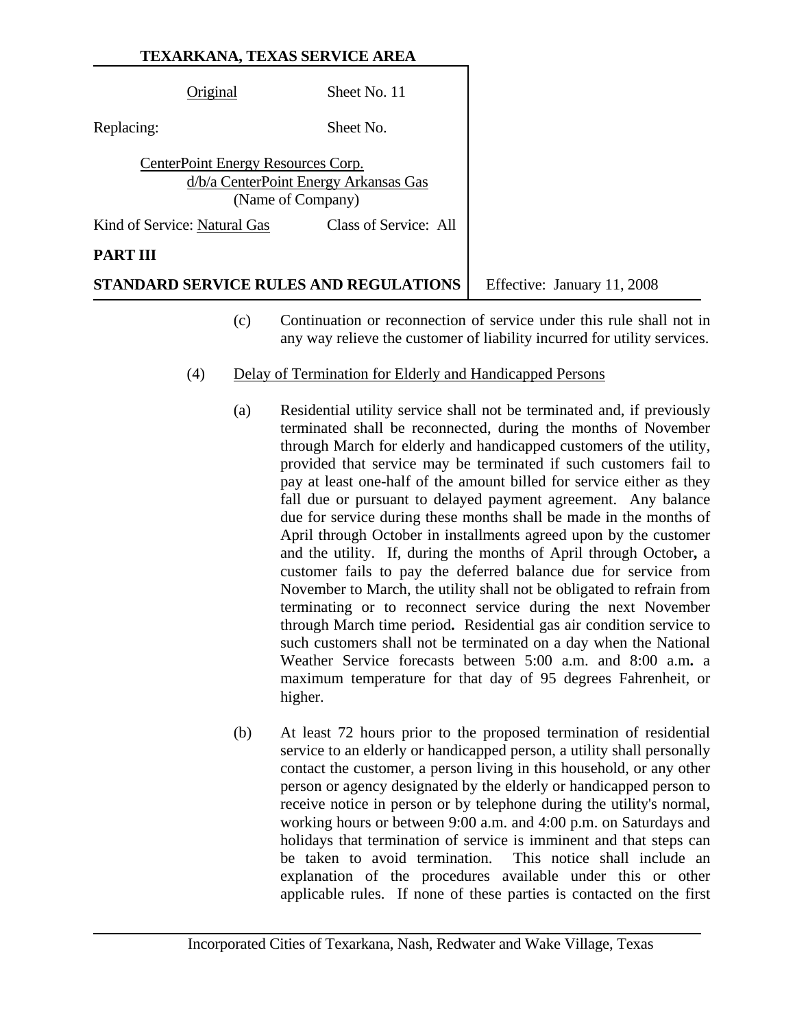(c) Continuation or reconnection of service under this rule shall not in any way relieve the customer of liability incurred for utility services.

(4) Delay of Termination for Elderly and Handicapped Persons

(a) Residential utility service shall not be terminated and, if previously terminated shall be reconnected, during the months of November through March for elderly and handicapped customers of the utility, provided that service may be terminated if such customers fail to pay at least one-half of the amount billed for service either as they fall due or pursuant to delayed payment agreement. Any balance due for service during these months shall be made in the months of April through October in installments agreed upon by the customer and the utility. If, during the months of April through October**,** a customer fails to pay the deferred balance due for service from November to March, the utility shall not be obligated to refrain from terminating or to reconnect service during the next November through March time period**.** Residential gas air condition service to such customers shall not be terminated on a day when the National Weather Service forecasts between 5:00 a.m. and 8:00 a.m**.** a maximum temperature for that day of 95 degrees Fahrenheit, or higher.

(b) At least 72 hours prior to the proposed termination of residential service to an elderly or handicapped person, a utility shall personally contact the customer, a person living in this household, or any other person or agency designated by the elderly or handicapped person to receive notice in person or by telephone during the utility's normal, working hours or between 9:00 a.m. and 4:00 p.m. on Saturdays and holidays that termination of service is imminent and that steps can be taken to avoid termination. This notice shall include an explanation of the procedures available under this or other applicable rules. If none of these parties is contacted on the first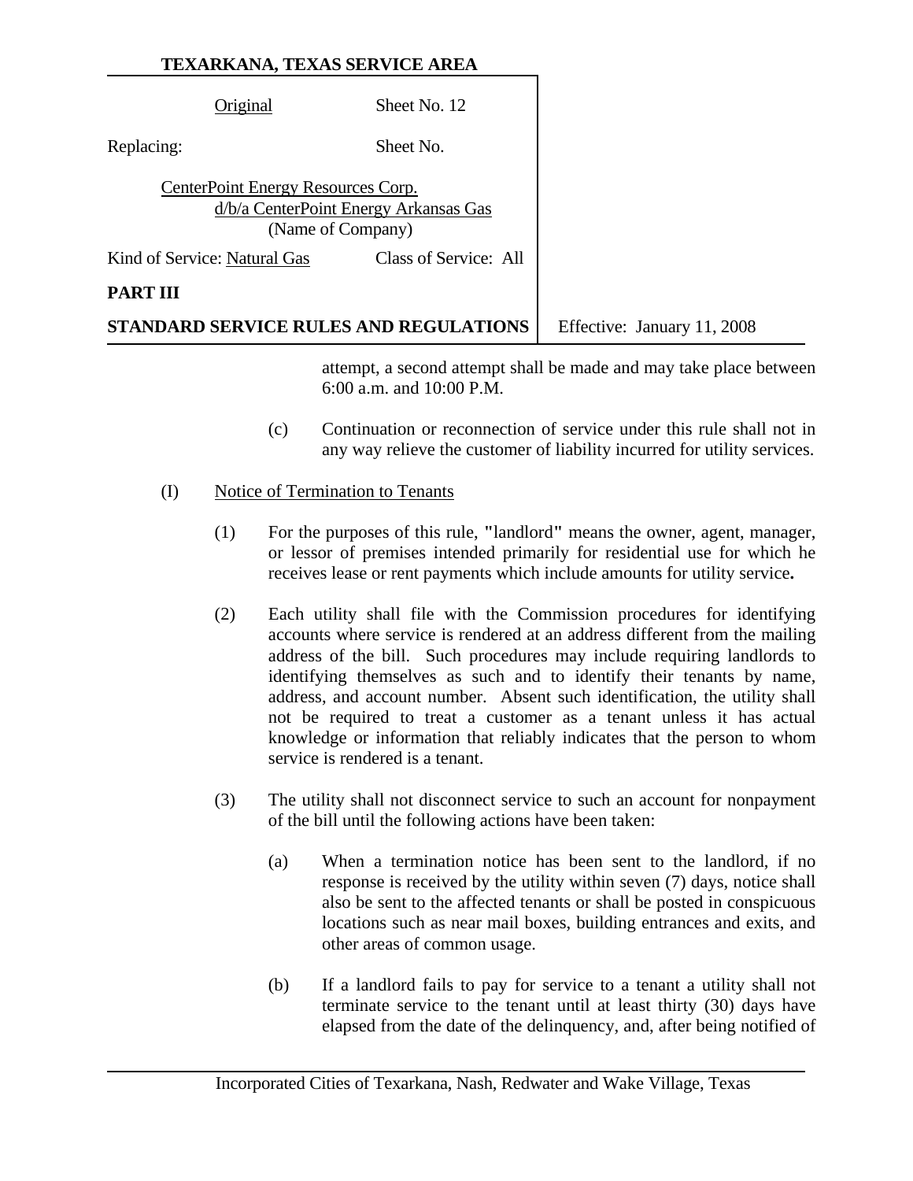attempt, a second attempt shall be made and may take place between 6:00 a.m. and 10:00 P.M.

(c) Continuation or reconnection of service under this rule shall not in any way relieve the customer of liability incurred for utility services.

(I) Notice of Termination to Tenants

(1) For the purposes of this rule, "landlord" means the owner, agent, manager, or lessor of premises intended primarily for residential use for which he receives lease or rent payments which include amounts for utility service**.**

(2) Each utility shall file with the Commission procedures for identifying accounts where service is rendered at an address different from the mailing address of the bill. Such procedures may include requiring landlords to identifying themselves as such and to identify their tenants by name, address, and account number. Absent such identification, the utility shall not be required to treat a customer as a tenant unless it has actual knowledge or information that reliably indicates that the person to whom service is rendered is a tenant.

(3) The utility shall not disconnect service to such an account for nonpayment of the bill until the following actions have been taken:

(a) When a termination notice has been sent to the landlord, if no response is received by the utility within seven (7) days, notice shall also be sent to the affected tenants or shall be posted in conspicuous locations such as near mail boxes, building entrances and exits, and other areas of common usage.

(b) If a landlord fails to pay for service to a tenant a utility shall not terminate service to the tenant until at least thirty (30) days have elapsed from the date of the delinquency, and, after being notified of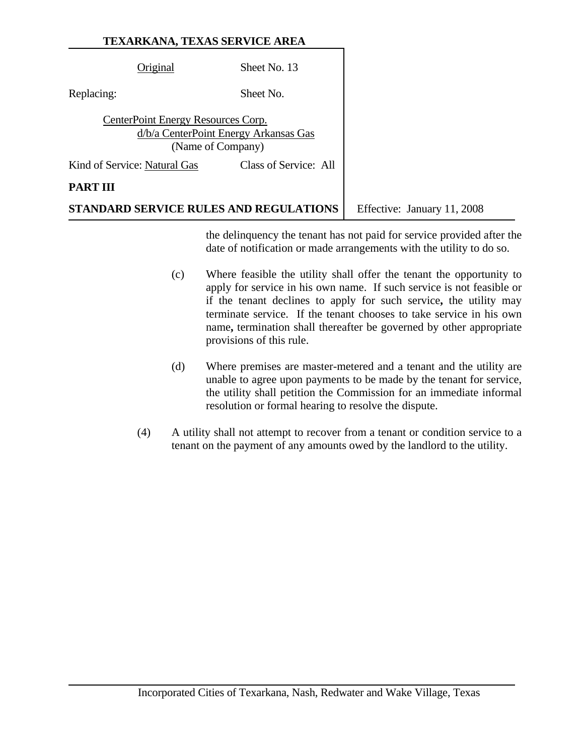the delinquency the tenant has not paid for service provided after the date of notification or made arrangements with the utility to do so.

(c) Where feasible the utility shall offer the tenant the opportunity to apply for service in his own name. If such service is not feasible or if the tenant declines to apply for such service**,** the utility may terminate service. If the tenant chooses to take service in his own name**,** termination shall thereafter be governed by other appropriate provisions of this rule.

(d) Where premises are master-metered and a tenant and the utility are unable to agree upon payments to be made by the tenant for service, the utility shall petition the Commission for an immediate informal resolution or formal hearing to resolve the dispute.

(4) A utility shall not attempt to recover from a tenant or condition service to a tenant on the payment of any amounts owed by the landlord to the utility.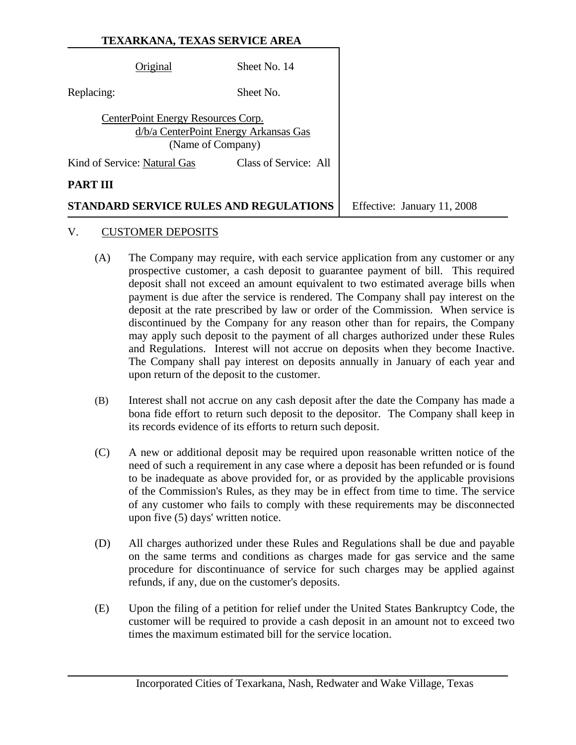## V. CUSTOMER DEPOSITS

(A) The Company may require, with each service application from any customer or any prospective customer, a cash deposit to guarantee payment of bill. This required deposit shall not exceed an amount equivalent to two estimated average bills when payment is due after the service is rendered. The Company shall pay interest on the deposit at the rate prescribed by law or order of the Commission. When service is discontinued by the Company for any reason other than for repairs, the Company may apply such deposit to the payment of all charges authorized under these Rules and Regulations. Interest will not accrue on deposits when they become Inactive. The Company shall pay interest on deposits annually in January of each year and upon return of the deposit to the customer.

(B) Interest shall not accrue on any cash deposit after the date the Company has made a bona fide effort to return such deposit to the depositor. The Company shall keep in its records evidence of its efforts to return such deposit.

(C) A new or additional deposit may be required upon reasonable written notice of the need of such a requirement in any case where a deposit has been refunded or is found to be inadequate as above provided for, or as provided by the applicable provisions of the Commission's Rules, as they may be in effect from time to time. The service of any customer who fails to comply with these requirements may be disconnected upon five (5) days' written notice.

(D) All charges authorized under these Rules and Regulations shall be due and payable on the same terms and conditions as charges made for gas service and the same procedure for discontinuance of service for such charges may be applied against refunds, if any, due on the customer's deposits.

(E) Upon the filing of a petition for relief under the United States Bankruptcy Code, the customer will be required to provide a cash deposit in an amount not to exceed two times the maximum estimated bill for the service location.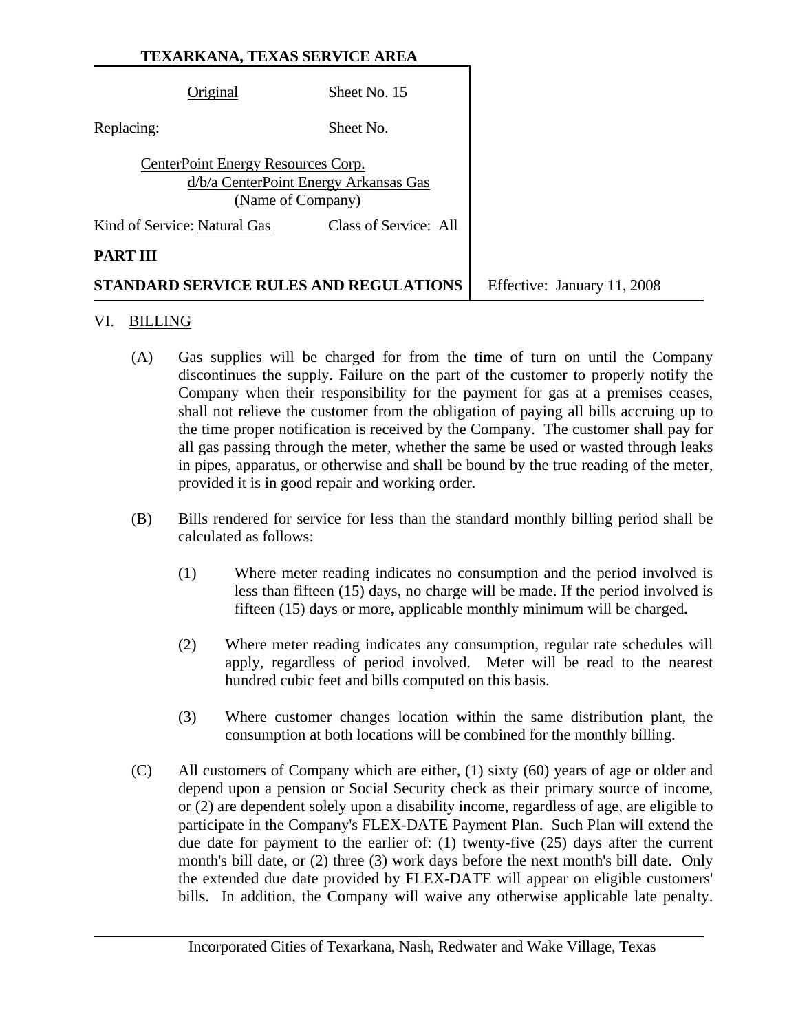**TEXARKANA, TEXAS SERVICE AREA**

| | | |
|---|---|---|
| Original | Sheet No. 15 | |
| Replacing: | Sheet No. | |
| CenterPoint Energy Resources Corp. d/b/a CenterPoint Energy Arkansas Gas (Name of Company) | | |
| Kind of Service: Natural Gas | Class of Service: All | |
| **PART III** | | |
| **STANDARD SERVICE RULES AND REGULATIONS** | | Effective: January 11, 2008 |

VI. BILLING

(A) Gas supplies will be charged for from the time of turn on until the Company discontinues the supply. Failure on the part of the customer to properly notify the Company when their responsibility for the payment for gas at a premises ceases, shall not relieve the customer from the obligation of paying all bills accruing up to the time proper notification is received by the Company. The customer shall pay for all gas passing through the meter, whether the same be used or wasted through leaks in pipes, apparatus, or otherwise and shall be bound by the true reading of the meter, provided it is in good repair and working order.

(B) Bills rendered for service for less than the standard monthly billing period shall be calculated as follows:

(1) Where meter reading indicates no consumption and the period involved is less than fifteen (15) days, no charge will be made. If the period involved is fifteen (15) days or more, applicable monthly minimum will be charged.

(2) Where meter reading indicates any consumption, regular rate schedules will apply, regardless of period involved. Meter will be read to the nearest hundred cubic feet and bills computed on this basis.

(3) Where customer changes location within the same distribution plant, the consumption at both locations will be combined for the monthly billing.

(C) All customers of Company which are either, (1) sixty (60) years of age or older and depend upon a pension or Social Security check as their primary source of income, or (2) are dependent solely upon a disability income, regardless of age, are eligible to participate in the Company's FLEX-DATE Payment Plan. Such Plan will extend the due date for payment to the earlier of: (1) twenty-five (25) days after the current month's bill date, or (2) three (3) work days before the next month's bill date. Only the extended due date provided by FLEX-DATE will appear on eligible customers' bills. In addition, the Company will waive any otherwise applicable late penalty.

Incorporated Cities of Texarkana, Nash, Redwater and Wake Village, Texas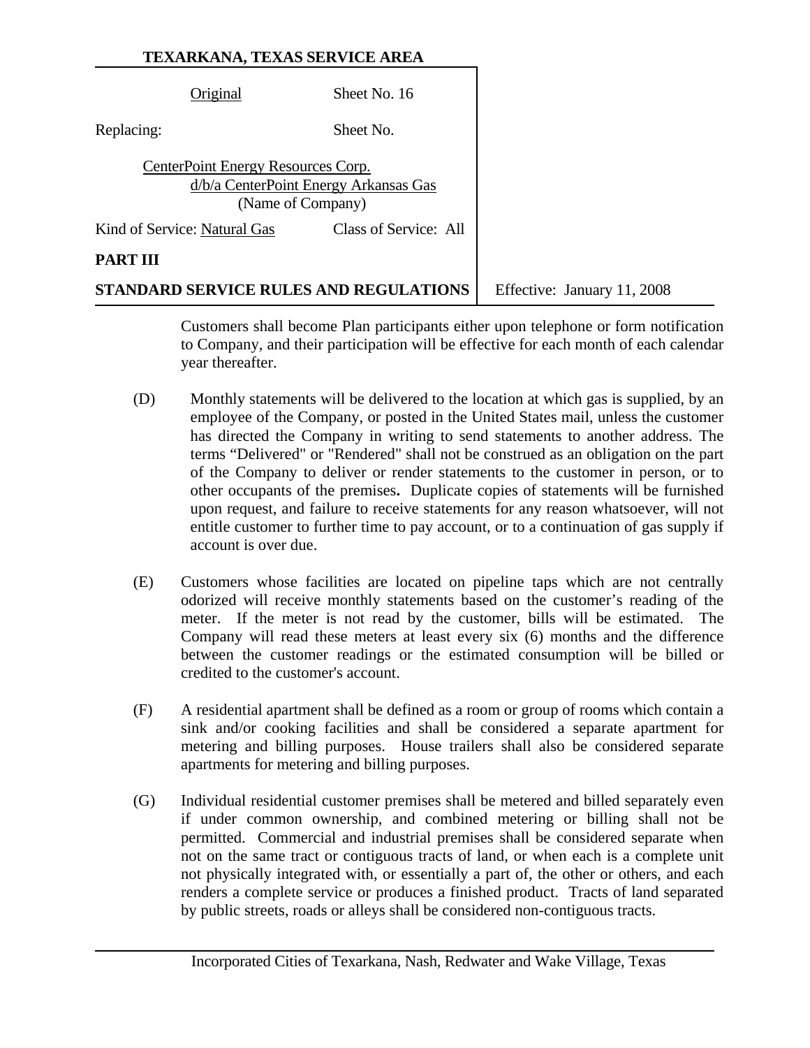Customers shall become Plan participants either upon telephone or form notification to Company, and their participation will be effective for each month of each calendar year thereafter.

(D) Monthly statements will be delivered to the location at which gas is supplied, by an employee of the Company, or posted in the United States mail, unless the customer has directed the Company in writing to send statements to another address. The terms "Delivered" or "Rendered" shall not be construed as an obligation on the part of the Company to deliver or render statements to the customer in person, or to other occupants of the premises**.** Duplicate copies of statements will be furnished upon request, and failure to receive statements for any reason whatsoever, will not entitle customer to further time to pay account, or to a continuation of gas supply if account is over due.

(E) Customers whose facilities are located on pipeline taps which are not centrally odorized will receive monthly statements based on the customer's reading of the meter. If the meter is not read by the customer, bills will be estimated. The Company will read these meters at least every six (6) months and the difference between the customer readings or the estimated consumption will be billed or credited to the customer's account.

(F) A residential apartment shall be defined as a room or group of rooms which contain a sink and/or cooking facilities and shall be considered a separate apartment for metering and billing purposes. House trailers shall also be considered separate apartments for metering and billing purposes.

(G) Individual residential customer premises shall be metered and billed separately even if under common ownership, and combined metering or billing shall not be permitted. Commercial and industrial premises shall be considered separate when not on the same tract or contiguous tracts of land, or when each is a complete unit not physically integrated with, or essentially a part of, the other or others, and each renders a complete service or produces a finished product. Tracts of land separated by public streets, roads or alleys shall be considered non-contiguous tracts.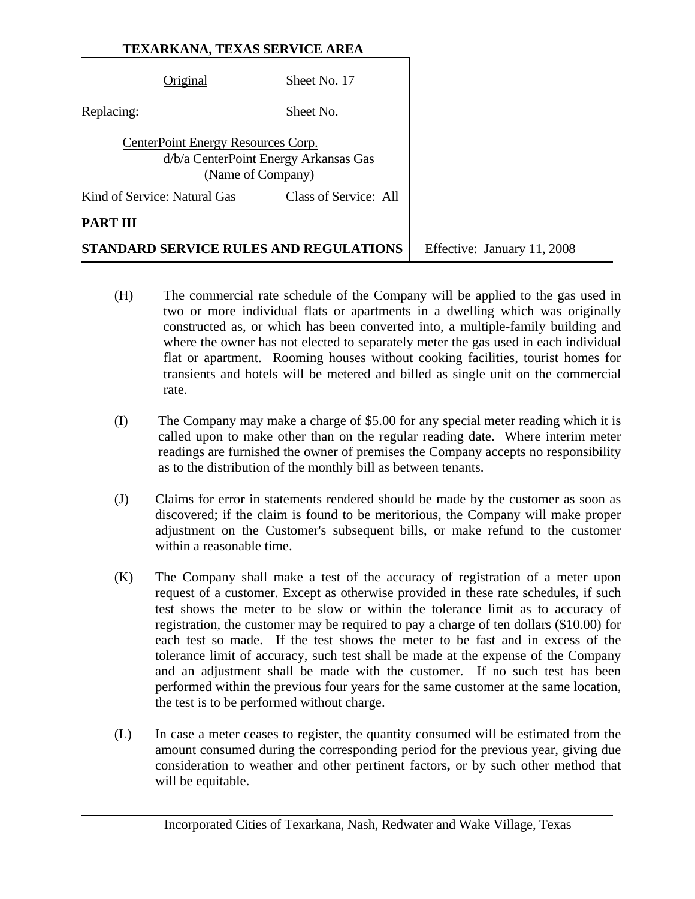(H) The commercial rate schedule of the Company will be applied to the gas used in two or more individual flats or apartments in a dwelling which was originally constructed as, or which has been converted into, a multiple-family building and where the owner has not elected to separately meter the gas used in each individual flat or apartment. Rooming houses without cooking facilities, tourist homes for transients and hotels will be metered and billed as single unit on the commercial rate.

(I) The Company may make a charge of $5.00 for any special meter reading which it is called upon to make other than on the regular reading date. Where interim meter readings are furnished the owner of premises the Company accepts no responsibility as to the distribution of the monthly bill as between tenants.

(J) Claims for error in statements rendered should be made by the customer as soon as discovered; if the claim is found to be meritorious, the Company will make proper adjustment on the Customer's subsequent bills, or make refund to the customer within a reasonable time.

(K) The Company shall make a test of the accuracy of registration of a meter upon request of a customer. Except as otherwise provided in these rate schedules, if such test shows the meter to be slow or within the tolerance limit as to accuracy of registration, the customer may be required to pay a charge of ten dollars ($10.00) for each test so made. If the test shows the meter to be fast and in excess of the tolerance limit of accuracy, such test shall be made at the expense of the Company and an adjustment shall be made with the customer. If no such test has been performed within the previous four years for the same customer at the same location, the test is to be performed without charge.

(L) In case a meter ceases to register, the quantity consumed will be estimated from the amount consumed during the corresponding period for the previous year, giving due consideration to weather and other pertinent factors**,** or by such other method that will be equitable.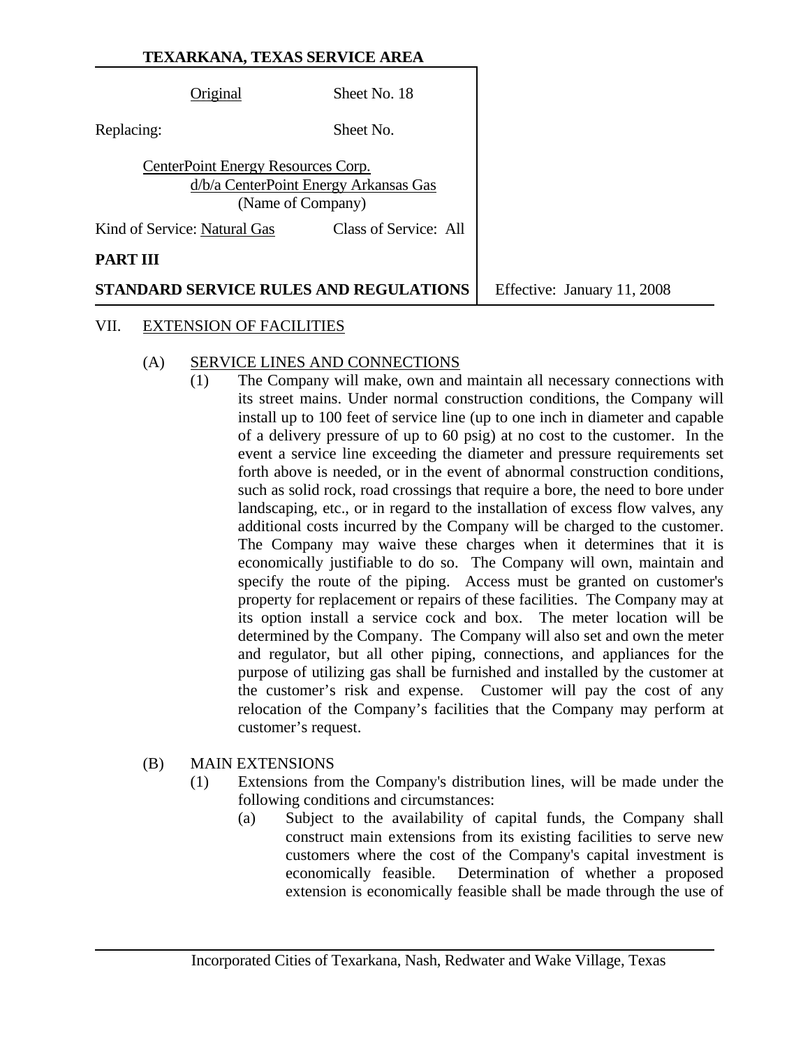## VII. EXTENSION OF FACILITIES

### (A) SERVICE LINES AND CONNECTIONS

(1) The Company will make, own and maintain all necessary connections with its street mains. Under normal construction conditions, the Company will install up to 100 feet of service line (up to one inch in diameter and capable of a delivery pressure of up to 60 psig) at no cost to the customer. In the event a service line exceeding the diameter and pressure requirements set forth above is needed, or in the event of abnormal construction conditions, such as solid rock, road crossings that require a bore, the need to bore under landscaping, etc., or in regard to the installation of excess flow valves, any additional costs incurred by the Company will be charged to the customer. The Company may waive these charges when it determines that it is economically justifiable to do so. The Company will own, maintain and specify the route of the piping. Access must be granted on customer's property for replacement or repairs of these facilities. The Company may at its option install a service cock and box. The meter location will be determined by the Company. The Company will also set and own the meter and regulator, but all other piping, connections, and appliances for the purpose of utilizing gas shall be furnished and installed by the customer at the customer's risk and expense. Customer will pay the cost of any relocation of the Company's facilities that the Company may perform at customer's request.

### (B) MAIN EXTENSIONS

(1) Extensions from the Company's distribution lines, will be made under the following conditions and circumstances:

(a) Subject to the availability of capital funds, the Company shall construct main extensions from its existing facilities to serve new customers where the cost of the Company's capital investment is economically feasible. Determination of whether a proposed extension is economically feasible shall be made through the use of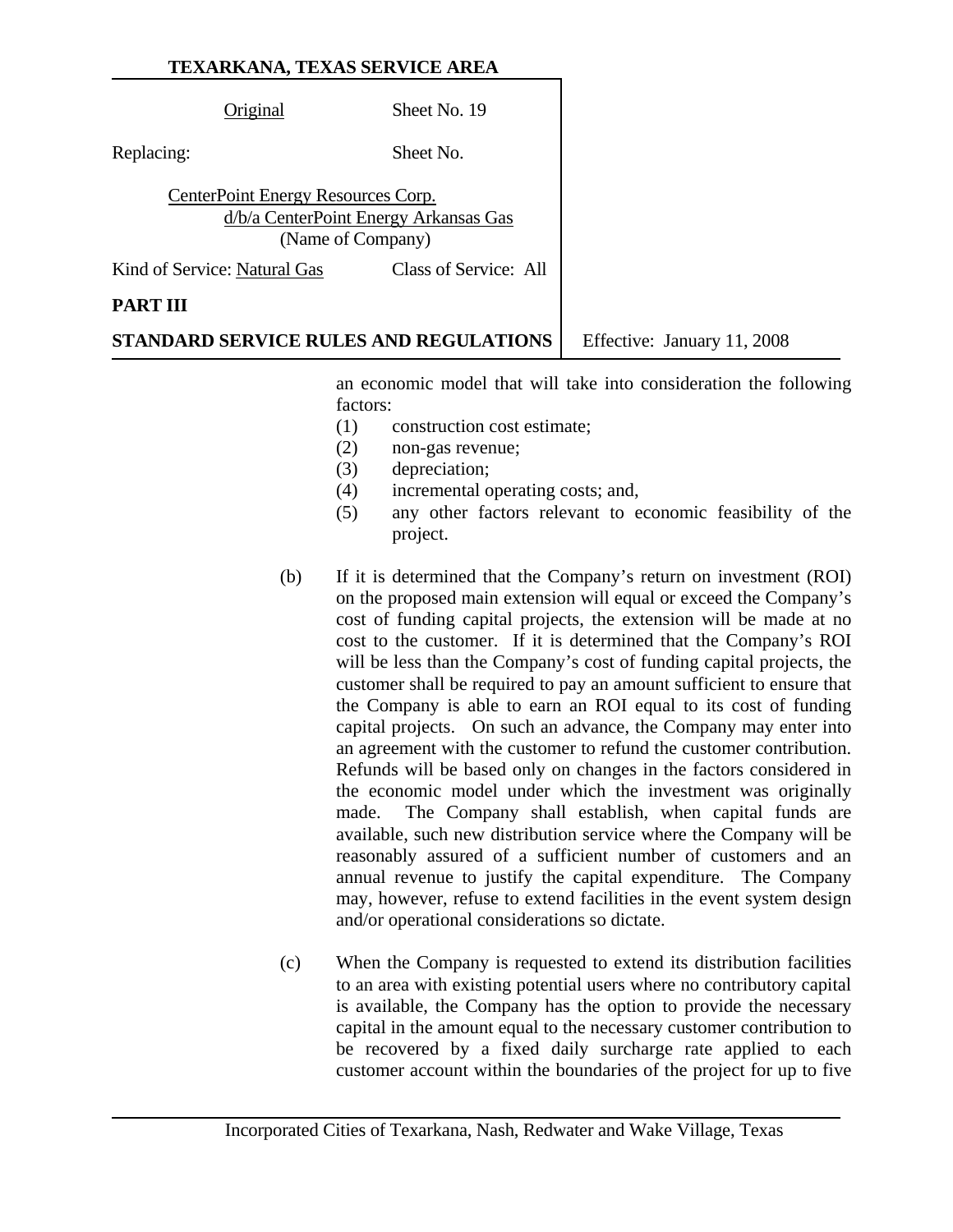an economic model that will take into consideration the following factors:

(1) construction cost estimate;
(2) non-gas revenue;
(3) depreciation;
(4) incremental operating costs; and,
(5) any other factors relevant to economic feasibility of the project.

(b) If it is determined that the Company's return on investment (ROI) on the proposed main extension will equal or exceed the Company's cost of funding capital projects, the extension will be made at no cost to the customer. If it is determined that the Company's ROI will be less than the Company's cost of funding capital projects, the customer shall be required to pay an amount sufficient to ensure that the Company is able to earn an ROI equal to its cost of funding capital projects. On such an advance, the Company may enter into an agreement with the customer to refund the customer contribution. Refunds will be based only on changes in the factors considered in the economic model under which the investment was originally made. The Company shall establish, when capital funds are available, such new distribution service where the Company will be reasonably assured of a sufficient number of customers and an annual revenue to justify the capital expenditure. The Company may, however, refuse to extend facilities in the event system design and/or operational considerations so dictate.

(c) When the Company is requested to extend its distribution facilities to an area with existing potential users where no contributory capital is available, the Company has the option to provide the necessary capital in the amount equal to the necessary customer contribution to be recovered by a fixed daily surcharge rate applied to each customer account within the boundaries of the project for up to five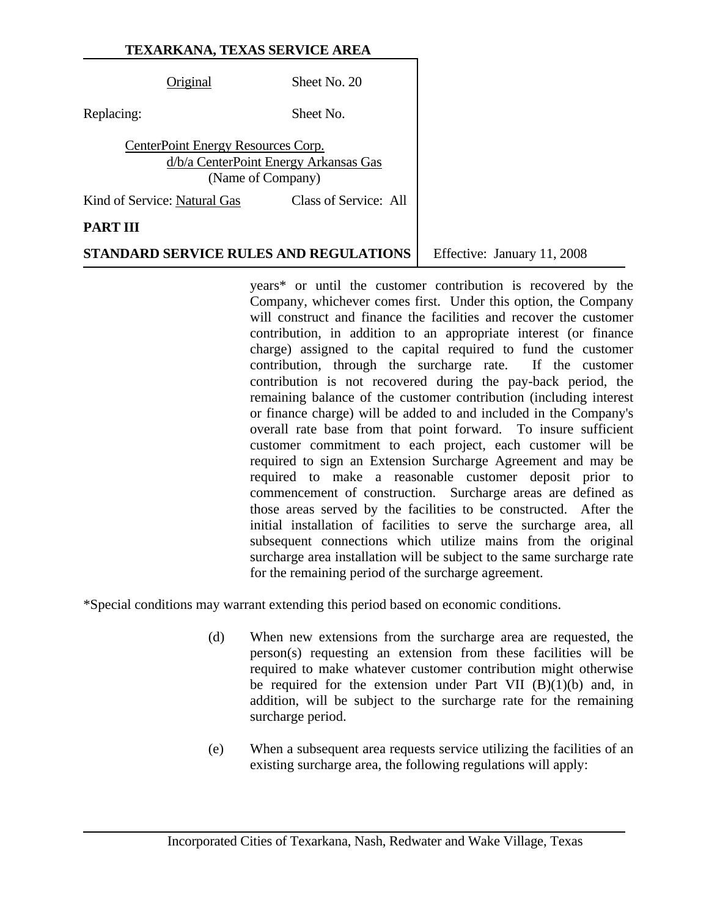years* or until the customer contribution is recovered by the Company, whichever comes first. Under this option, the Company will construct and finance the facilities and recover the customer contribution, in addition to an appropriate interest (or finance charge) assigned to the capital required to fund the customer contribution, through the surcharge rate. If the customer contribution is not recovered during the pay-back period, the remaining balance of the customer contribution (including interest or finance charge) will be added to and included in the Company's overall rate base from that point forward. To insure sufficient customer commitment to each project, each customer will be required to sign an Extension Surcharge Agreement and may be required to make a reasonable customer deposit prior to commencement of construction. Surcharge areas are defined as those areas served by the facilities to be constructed. After the initial installation of facilities to serve the surcharge area, all subsequent connections which utilize mains from the original surcharge area installation will be subject to the same surcharge rate for the remaining period of the surcharge agreement.

*Special conditions may warrant extending this period based on economic conditions.

(d) When new extensions from the surcharge area are requested, the person(s) requesting an extension from these facilities will be required to make whatever customer contribution might otherwise be required for the extension under Part VII (B)(1)(b) and, in addition, will be subject to the surcharge rate for the remaining surcharge period.

(e) When a subsequent area requests service utilizing the facilities of an existing surcharge area, the following regulations will apply: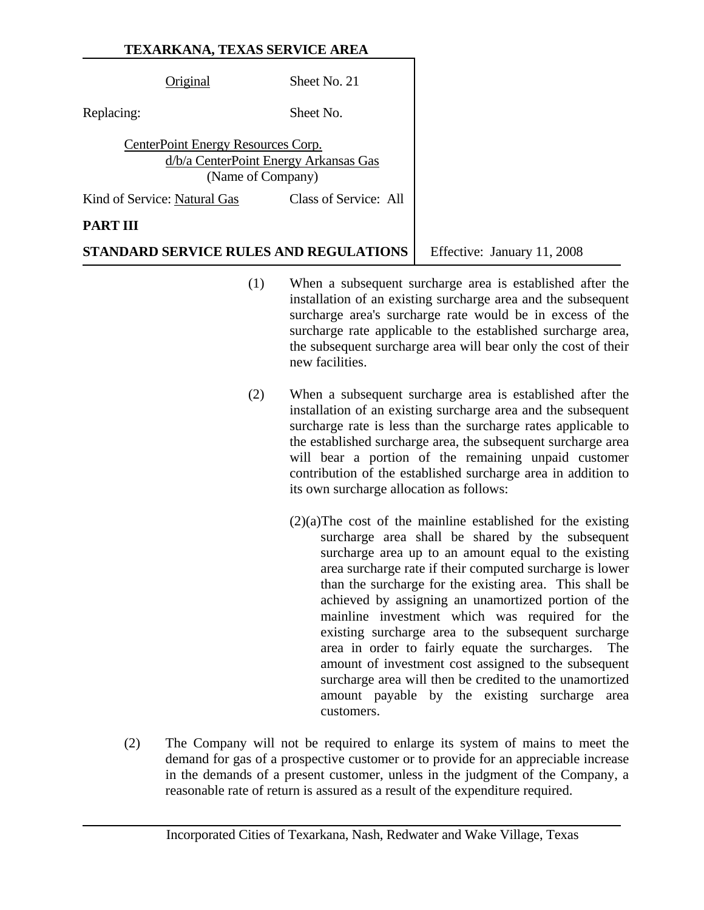(1) When a subsequent surcharge area is established after the installation of an existing surcharge area and the subsequent surcharge area's surcharge rate would be in excess of the surcharge rate applicable to the established surcharge area, the subsequent surcharge area will bear only the cost of their new facilities.

(2) When a subsequent surcharge area is established after the installation of an existing surcharge area and the subsequent surcharge rate is less than the surcharge rates applicable to the established surcharge area, the subsequent surcharge area will bear a portion of the remaining unpaid customer contribution of the established surcharge area in addition to its own surcharge allocation as follows:

(2)(a)The cost of the mainline established for the existing surcharge area shall be shared by the subsequent surcharge area up to an amount equal to the existing area surcharge rate if their computed surcharge is lower than the surcharge for the existing area. This shall be achieved by assigning an unamortized portion of the mainline investment which was required for the existing surcharge area to the subsequent surcharge area in order to fairly equate the surcharges. The amount of investment cost assigned to the subsequent surcharge area will then be credited to the unamortized amount payable by the existing surcharge area customers.

(2) The Company will not be required to enlarge its system of mains to meet the demand for gas of a prospective customer or to provide for an appreciable increase in the demands of a present customer, unless in the judgment of the Company, a reasonable rate of return is assured as a result of the expenditure required.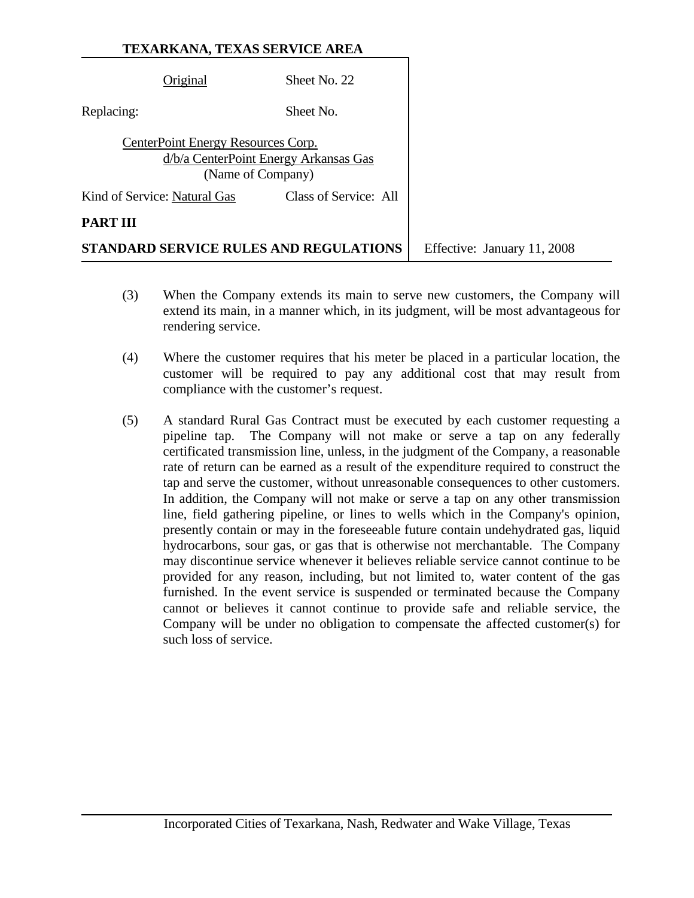(3) When the Company extends its main to serve new customers, the Company will extend its main, in a manner which, in its judgment, will be most advantageous for rendering service.

(4) Where the customer requires that his meter be placed in a particular location, the customer will be required to pay any additional cost that may result from compliance with the customer's request.

(5) A standard Rural Gas Contract must be executed by each customer requesting a pipeline tap. The Company will not make or serve a tap on any federally certificated transmission line, unless, in the judgment of the Company, a reasonable rate of return can be earned as a result of the expenditure required to construct the tap and serve the customer, without unreasonable consequences to other customers. In addition, the Company will not make or serve a tap on any other transmission line, field gathering pipeline, or lines to wells which in the Company's opinion, presently contain or may in the foreseeable future contain undehydrated gas, liquid hydrocarbons, sour gas, or gas that is otherwise not merchantable. The Company may discontinue service whenever it believes reliable service cannot continue to be provided for any reason, including, but not limited to, water content of the gas furnished. In the event service is suspended or terminated because the Company cannot or believes it cannot continue to provide safe and reliable service, the Company will be under no obligation to compensate the affected customer(s) for such loss of service.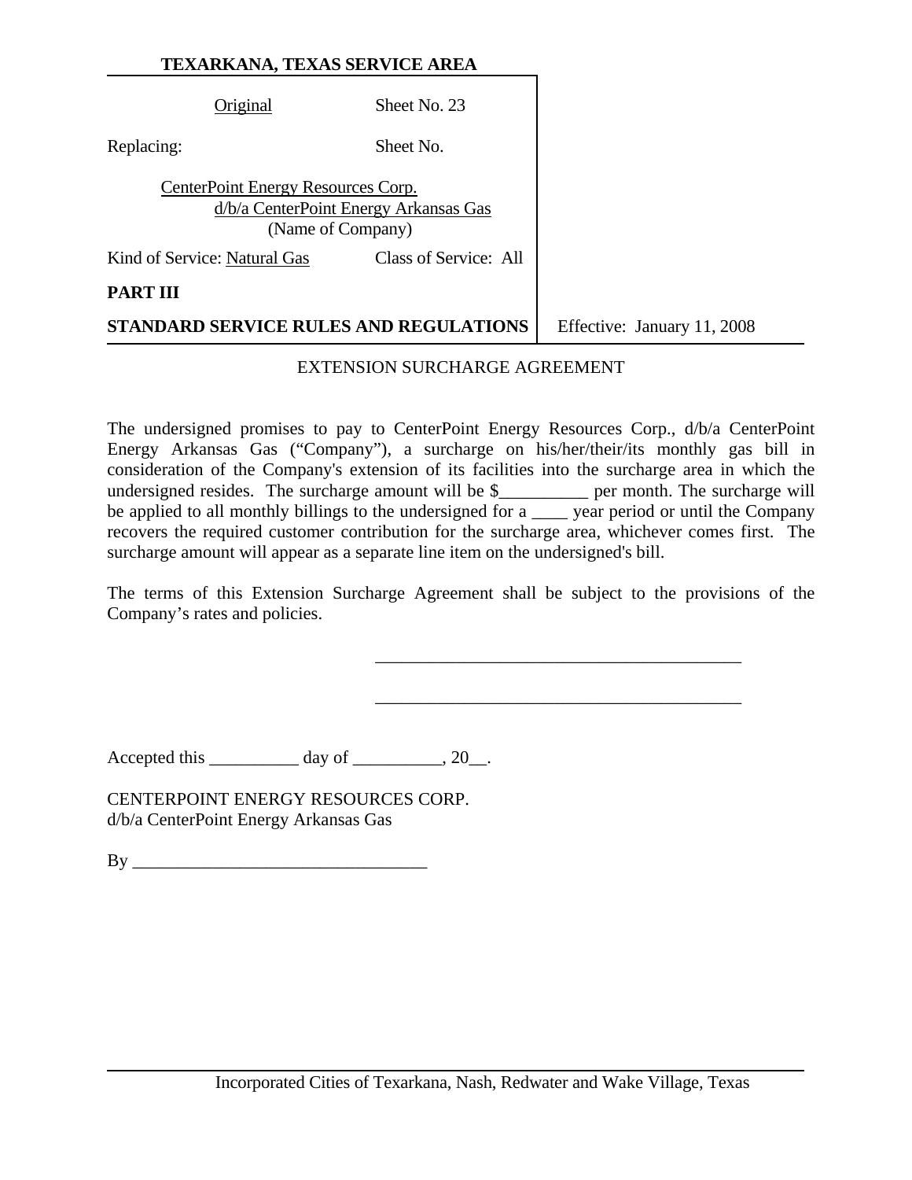**TEXARKANA, TEXAS SERVICE AREA**

Original Sheet No. 23

Replacing: Sheet No.

CenterPoint Energy Resources Corp.
d/b/a CenterPoint Energy Arkansas Gas
(Name of Company)

Kind of Service: Natural Gas Class of Service: All

**PART III**

**STANDARD SERVICE RULES AND REGULATIONS** Effective: January 11, 2008

EXTENSION SURCHARGE AGREEMENT

The undersigned promises to pay to CenterPoint Energy Resources Corp., d/b/a CenterPoint Energy Arkansas Gas ("Company"), a surcharge on his/her/their/its monthly gas bill in consideration of the Company's extension of its facilities into the surcharge area in which the undersigned resides. The surcharge amount will be $__________ per month. The surcharge will be applied to all monthly billings to the undersigned for a ____ year period or until the Company recovers the required customer contribution for the surcharge area, whichever comes first. The surcharge amount will appear as a separate line item on the undersigned's bill.

The terms of this Extension Surcharge Agreement shall be subject to the provisions of the Company's rates and policies.

__________________________________________

__________________________________________

Accepted this __________ day of __________, 20__.

CENTERPOINT ENERGY RESOURCES CORP.
d/b/a CenterPoint Energy Arkansas Gas

By __________________________________

Incorporated Cities of Texarkana, Nash, Redwater and Wake Village, Texas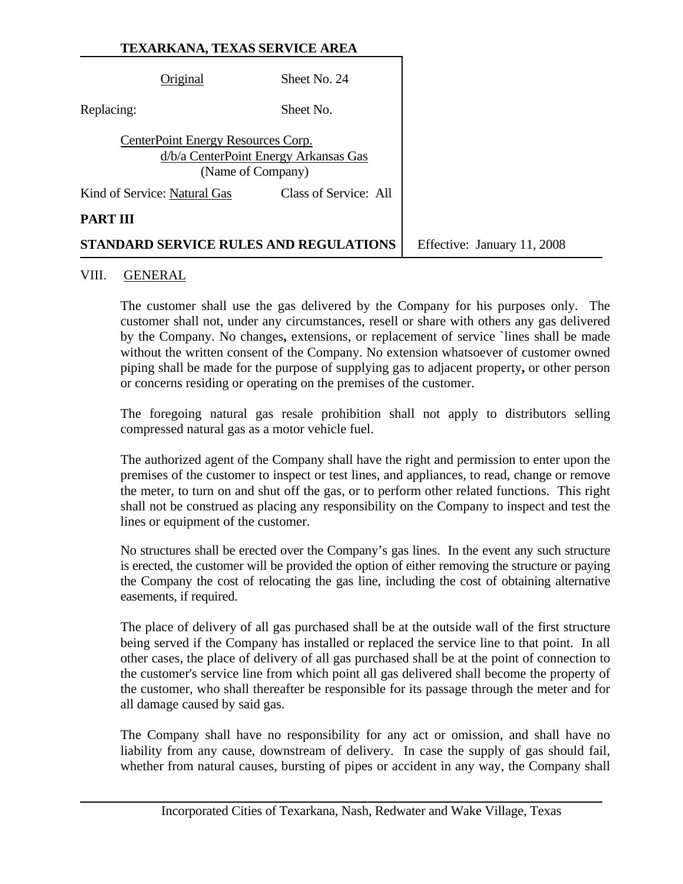**TEXARKANA, TEXAS SERVICE AREA**

| | |
|---|---|
| Original | Sheet No. 24 |
| Replacing: | Sheet No. |

CenterPoint Energy Resources Corp.
d/b/a CenterPoint Energy Arkansas Gas
(Name of Company)

Kind of Service: Natural Gas        Class of Service: All

**PART III**

**STANDARD SERVICE RULES AND REGULATIONS**        Effective: January 11, 2008

VIII. GENERAL

The customer shall use the gas delivered by the Company for his purposes only. The customer shall not, under any circumstances, resell or share with others any gas delivered by the Company. No changes**,** extensions, or replacement of service `lines shall be made without the written consent of the Company. No extension whatsoever of customer owned piping shall be made for the purpose of supplying gas to adjacent property**,** or other person or concerns residing or operating on the premises of the customer.

The foregoing natural gas resale prohibition shall not apply to distributors selling compressed natural gas as a motor vehicle fuel.

The authorized agent of the Company shall have the right and permission to enter upon the premises of the customer to inspect or test lines, and appliances, to read, change or remove the meter, to turn on and shut off the gas, or to perform other related functions. This right shall not be construed as placing any responsibility on the Company to inspect and test the lines or equipment of the customer.

No structures shall be erected over the Company's gas lines. In the event any such structure is erected, the customer will be provided the option of either removing the structure or paying the Company the cost of relocating the gas line, including the cost of obtaining alternative easements, if required.

The place of delivery of all gas purchased shall be at the outside wall of the first structure being served if the Company has installed or replaced the service line to that point. In all other cases, the place of delivery of all gas purchased shall be at the point of connection to the customer's service line from which point all gas delivered shall become the property of the customer, who shall thereafter be responsible for its passage through the meter and for all damage caused by said gas.

The Company shall have no responsibility for any act or omission, and shall have no liability from any cause, downstream of delivery. In case the supply of gas should fail, whether from natural causes, bursting of pipes or accident in any way, the Company shall

Incorporated Cities of Texarkana, Nash, Redwater and Wake Village, Texas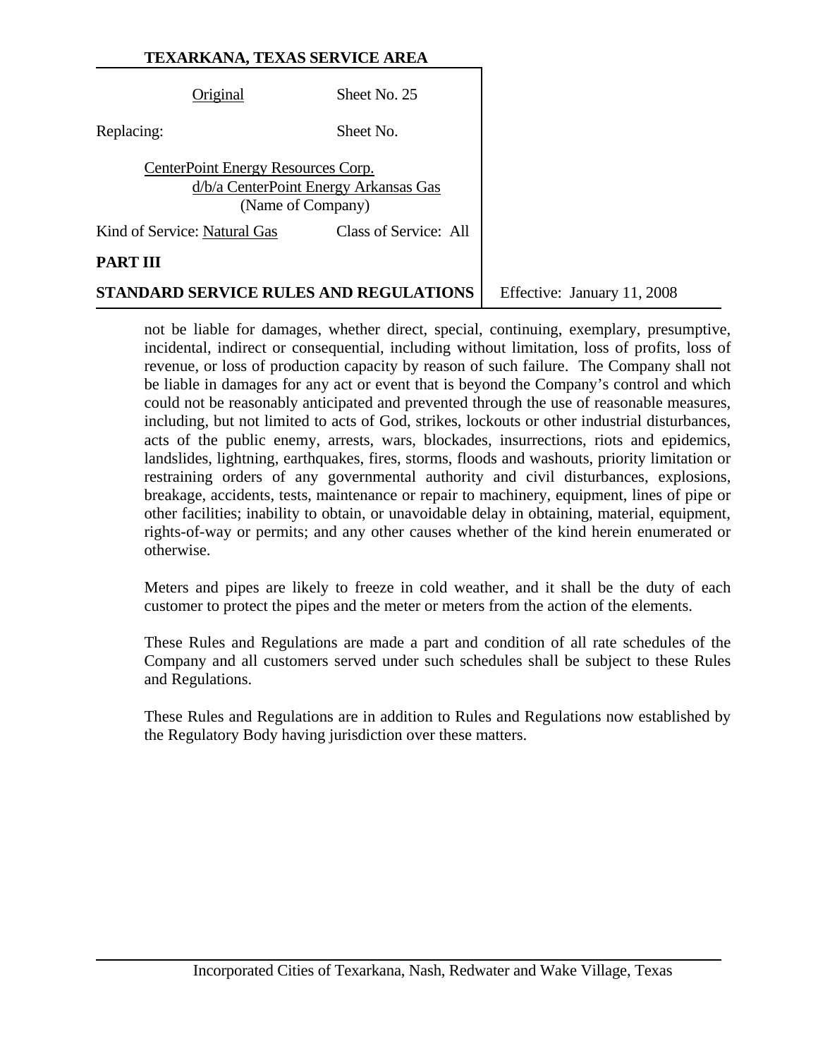not be liable for damages, whether direct, special, continuing, exemplary, presumptive, incidental, indirect or consequential, including without limitation, loss of profits, loss of revenue, or loss of production capacity by reason of such failure. The Company shall not be liable in damages for any act or event that is beyond the Company's control and which could not be reasonably anticipated and prevented through the use of reasonable measures, including, but not limited to acts of God, strikes, lockouts or other industrial disturbances, acts of the public enemy, arrests, wars, blockades, insurrections, riots and epidemics, landslides, lightning, earthquakes, fires, storms, floods and washouts, priority limitation or restraining orders of any governmental authority and civil disturbances, explosions, breakage, accidents, tests, maintenance or repair to machinery, equipment, lines of pipe or other facilities; inability to obtain, or unavoidable delay in obtaining, material, equipment, rights-of-way or permits; and any other causes whether of the kind herein enumerated or otherwise.

Meters and pipes are likely to freeze in cold weather, and it shall be the duty of each customer to protect the pipes and the meter or meters from the action of the elements.

These Rules and Regulations are made a part and condition of all rate schedules of the Company and all customers served under such schedules shall be subject to these Rules and Regulations.

These Rules and Regulations are in addition to Rules and Regulations now established by the Regulatory Body having jurisdiction over these matters.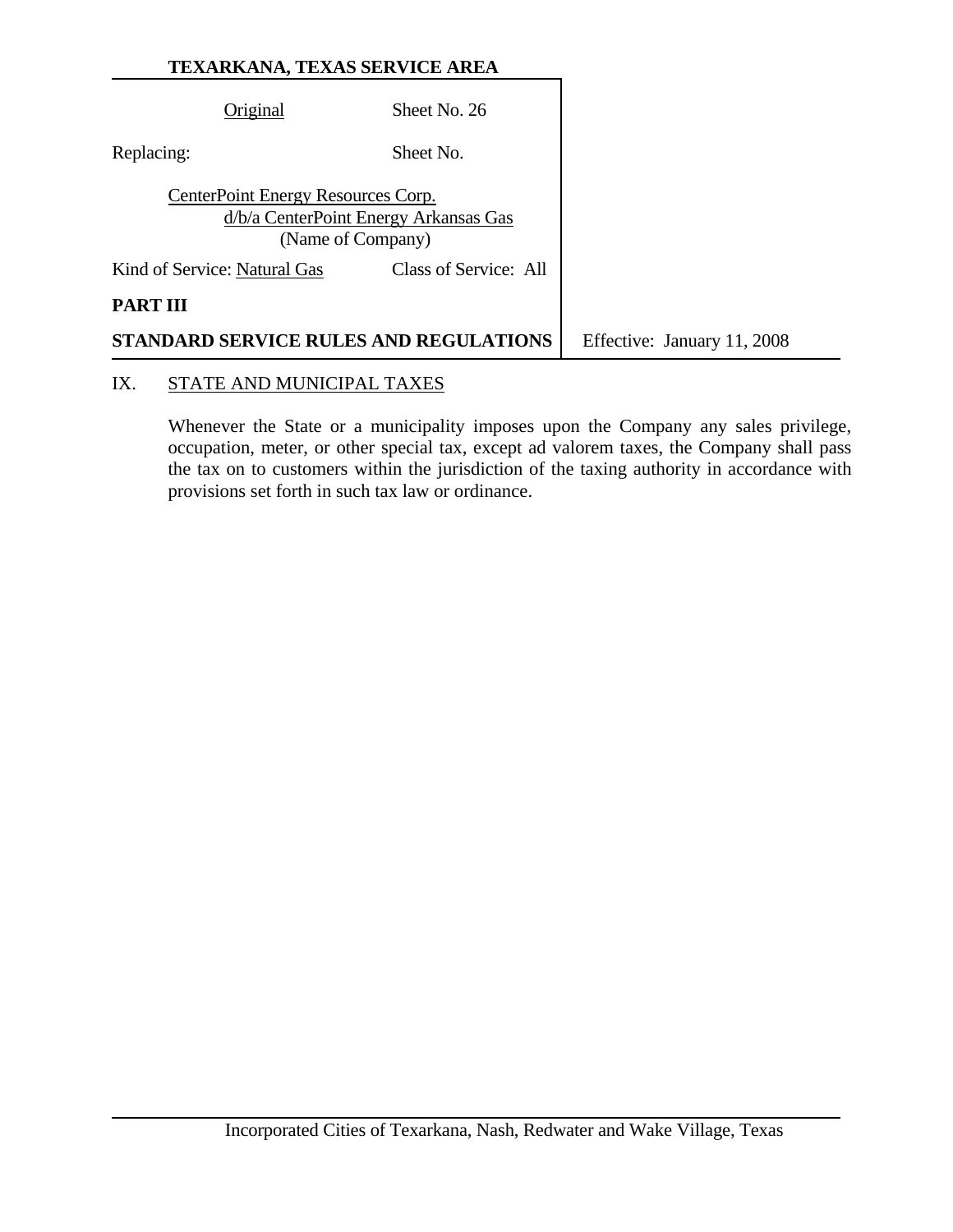**TEXARKANA, TEXAS SERVICE AREA**

| | | |
|---|---|---|
| Original | Sheet No. 26 | |
| Replacing: | Sheet No. | |
| CenterPoint Energy Resources Corp. d/b/a CenterPoint Energy Arkansas Gas (Name of Company) | | |
| Kind of Service: Natural Gas | Class of Service: All | |
| **PART III** | | |
| **STANDARD SERVICE RULES AND REGULATIONS** | | Effective: January 11, 2008 |

## IX. STATE AND MUNICIPAL TAXES

Whenever the State or a municipality imposes upon the Company any sales privilege, occupation, meter, or other special tax, except ad valorem taxes, the Company shall pass the tax on to customers within the jurisdiction of the taxing authority in accordance with provisions set forth in such tax law or ordinance.

Incorporated Cities of Texarkana, Nash, Redwater and Wake Village, Texas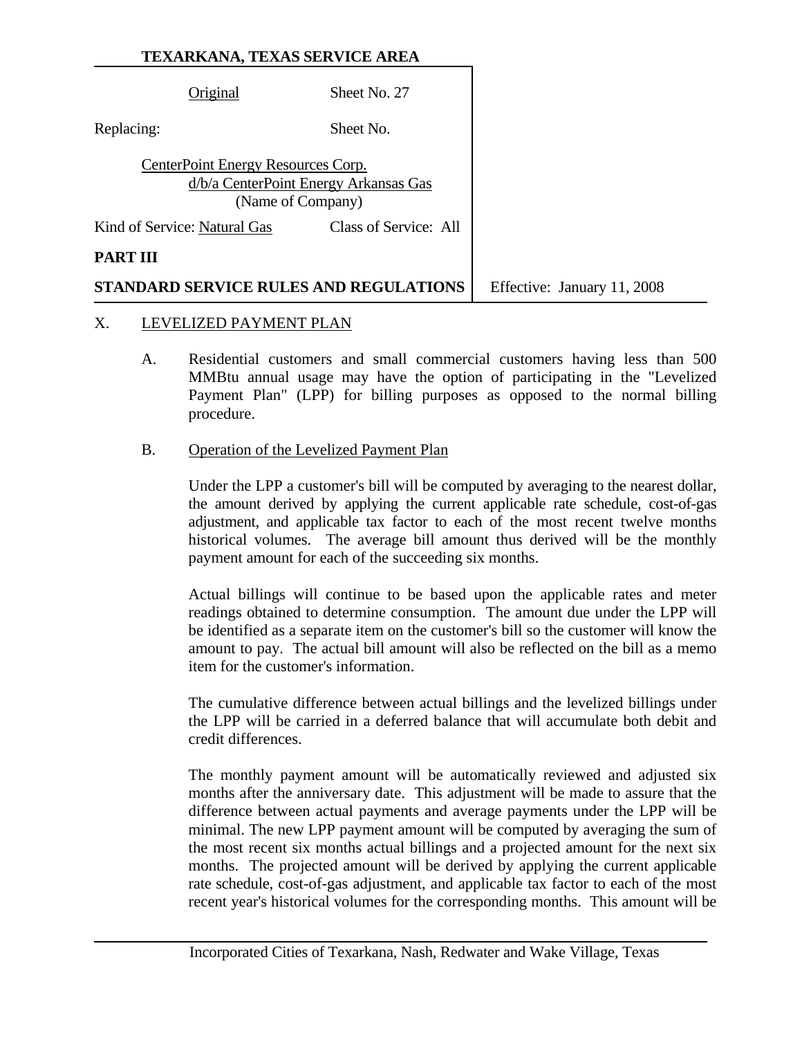**TEXARKANA, TEXAS SERVICE AREA**

| | | |
|---|---|---|
| Original | Sheet No. 27 | |
| Replacing: | Sheet No. | |
| CenterPoint Energy Resources Corp. d/b/a CenterPoint Energy Arkansas Gas (Name of Company) | | |
| Kind of Service: Natural Gas | Class of Service: All | |
| **PART III** | | |
| **STANDARD SERVICE RULES AND REGULATIONS** | | Effective: January 11, 2008 |

X. LEVELIZED PAYMENT PLAN

A. Residential customers and small commercial customers having less than 500 MMBtu annual usage may have the option of participating in the "Levelized Payment Plan" (LPP) for billing purposes as opposed to the normal billing procedure.

B. Operation of the Levelized Payment Plan

Under the LPP a customer's bill will be computed by averaging to the nearest dollar, the amount derived by applying the current applicable rate schedule, cost-of-gas adjustment, and applicable tax factor to each of the most recent twelve months historical volumes. The average bill amount thus derived will be the monthly payment amount for each of the succeeding six months.

Actual billings will continue to be based upon the applicable rates and meter readings obtained to determine consumption. The amount due under the LPP will be identified as a separate item on the customer's bill so the customer will know the amount to pay. The actual bill amount will also be reflected on the bill as a memo item for the customer's information.

The cumulative difference between actual billings and the levelized billings under the LPP will be carried in a deferred balance that will accumulate both debit and credit differences.

The monthly payment amount will be automatically reviewed and adjusted six months after the anniversary date. This adjustment will be made to assure that the difference between actual payments and average payments under the LPP will be minimal. The new LPP payment amount will be computed by averaging the sum of the most recent six months actual billings and a projected amount for the next six months. The projected amount will be derived by applying the current applicable rate schedule, cost-of-gas adjustment, and applicable tax factor to each of the most recent year's historical volumes for the corresponding months. This amount will be

Incorporated Cities of Texarkana, Nash, Redwater and Wake Village, Texas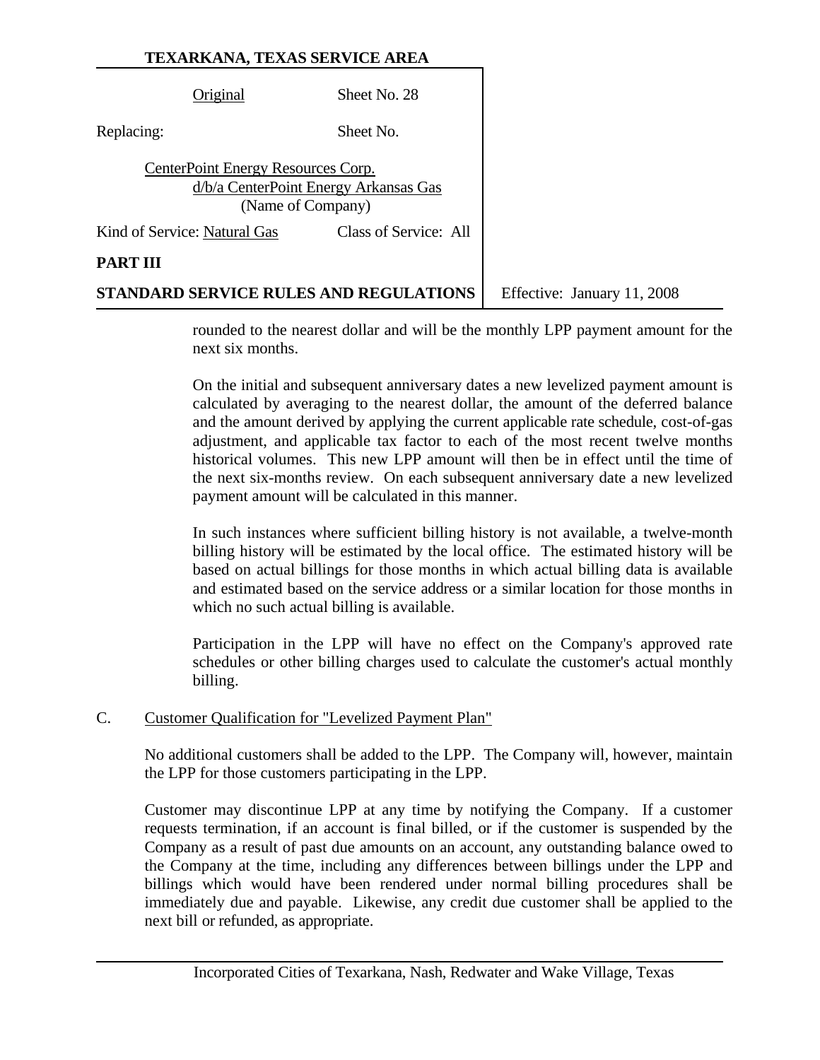rounded to the nearest dollar and will be the monthly LPP payment amount for the next six months.

On the initial and subsequent anniversary dates a new levelized payment amount is calculated by averaging to the nearest dollar, the amount of the deferred balance and the amount derived by applying the current applicable rate schedule, cost-of-gas adjustment, and applicable tax factor to each of the most recent twelve months historical volumes. This new LPP amount will then be in effect until the time of the next six-months review. On each subsequent anniversary date a new levelized payment amount will be calculated in this manner.

In such instances where sufficient billing history is not available, a twelve-month billing history will be estimated by the local office. The estimated history will be based on actual billings for those months in which actual billing data is available and estimated based on the service address or a similar location for those months in which no such actual billing is available.

Participation in the LPP will have no effect on the Company's approved rate schedules or other billing charges used to calculate the customer's actual monthly billing.

C. Customer Qualification for "Levelized Payment Plan"

No additional customers shall be added to the LPP. The Company will, however, maintain the LPP for those customers participating in the LPP.

Customer may discontinue LPP at any time by notifying the Company. If a customer requests termination, if an account is final billed, or if the customer is suspended by the Company as a result of past due amounts on an account, any outstanding balance owed to the Company at the time, including any differences between billings under the LPP and billings which would have been rendered under normal billing procedures shall be immediately due and payable. Likewise, any credit due customer shall be applied to the next bill or refunded, as appropriate.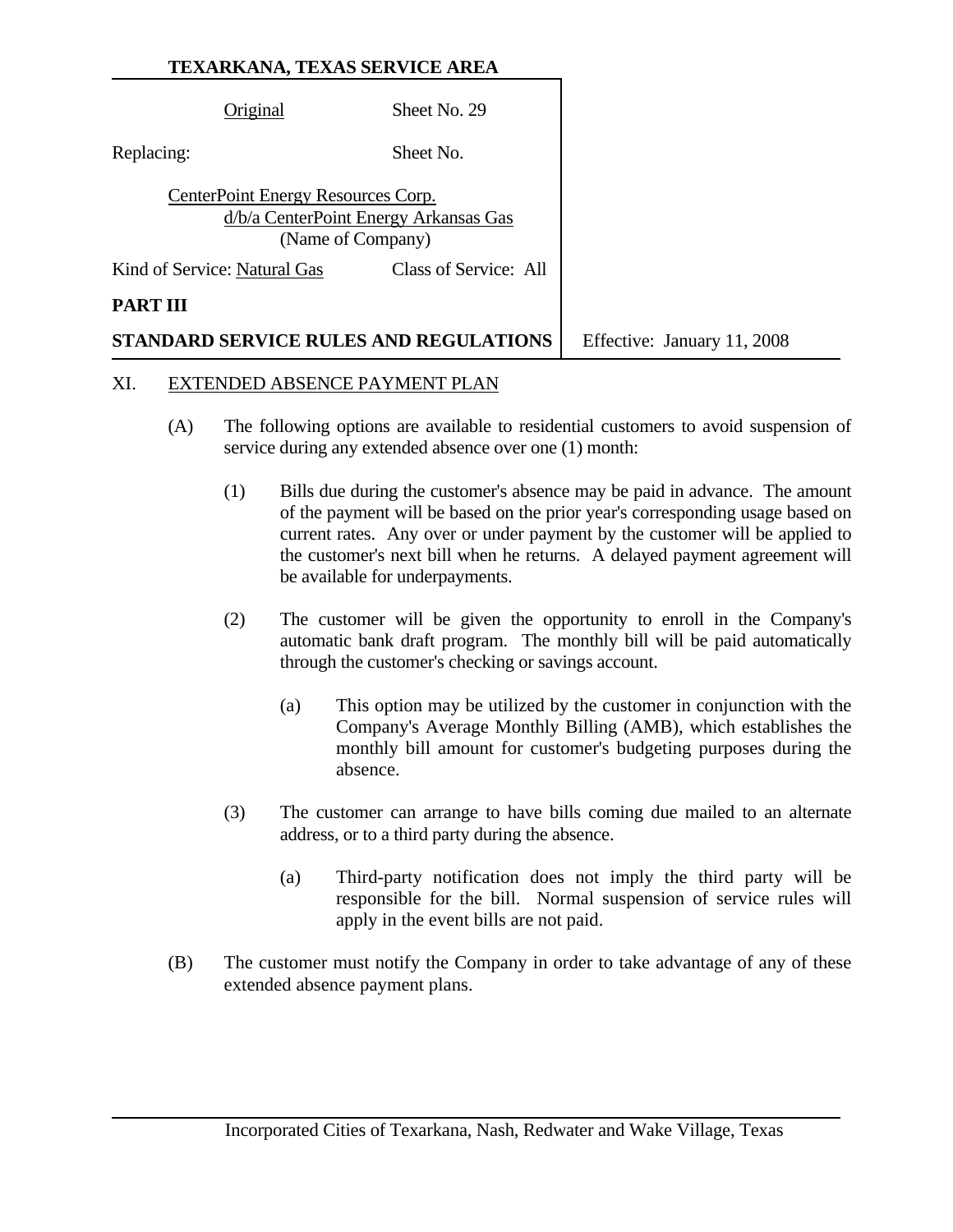**TEXARKANA, TEXAS SERVICE AREA**

| Original | Sheet No. 29 | |
|---|---|---|
| Replacing: | Sheet No. | |
| CenterPoint Energy Resources Corp. d/b/a CenterPoint Energy Arkansas Gas (Name of Company) | | |
| Kind of Service: Natural Gas | Class of Service: All | |
| **PART III** | | |
| **STANDARD SERVICE RULES AND REGULATIONS** | | Effective: January 11, 2008 |

XI. EXTENDED ABSENCE PAYMENT PLAN

(A) The following options are available to residential customers to avoid suspension of service during any extended absence over one (1) month:

(1) Bills due during the customer's absence may be paid in advance. The amount of the payment will be based on the prior year's corresponding usage based on current rates. Any over or under payment by the customer will be applied to the customer's next bill when he returns. A delayed payment agreement will be available for underpayments.

(2) The customer will be given the opportunity to enroll in the Company's automatic bank draft program. The monthly bill will be paid automatically through the customer's checking or savings account.

(a) This option may be utilized by the customer in conjunction with the Company's Average Monthly Billing (AMB), which establishes the monthly bill amount for customer's budgeting purposes during the absence.

(3) The customer can arrange to have bills coming due mailed to an alternate address, or to a third party during the absence.

(a) Third-party notification does not imply the third party will be responsible for the bill. Normal suspension of service rules will apply in the event bills are not paid.

(B) The customer must notify the Company in order to take advantage of any of these extended absence payment plans.

Incorporated Cities of Texarkana, Nash, Redwater and Wake Village, Texas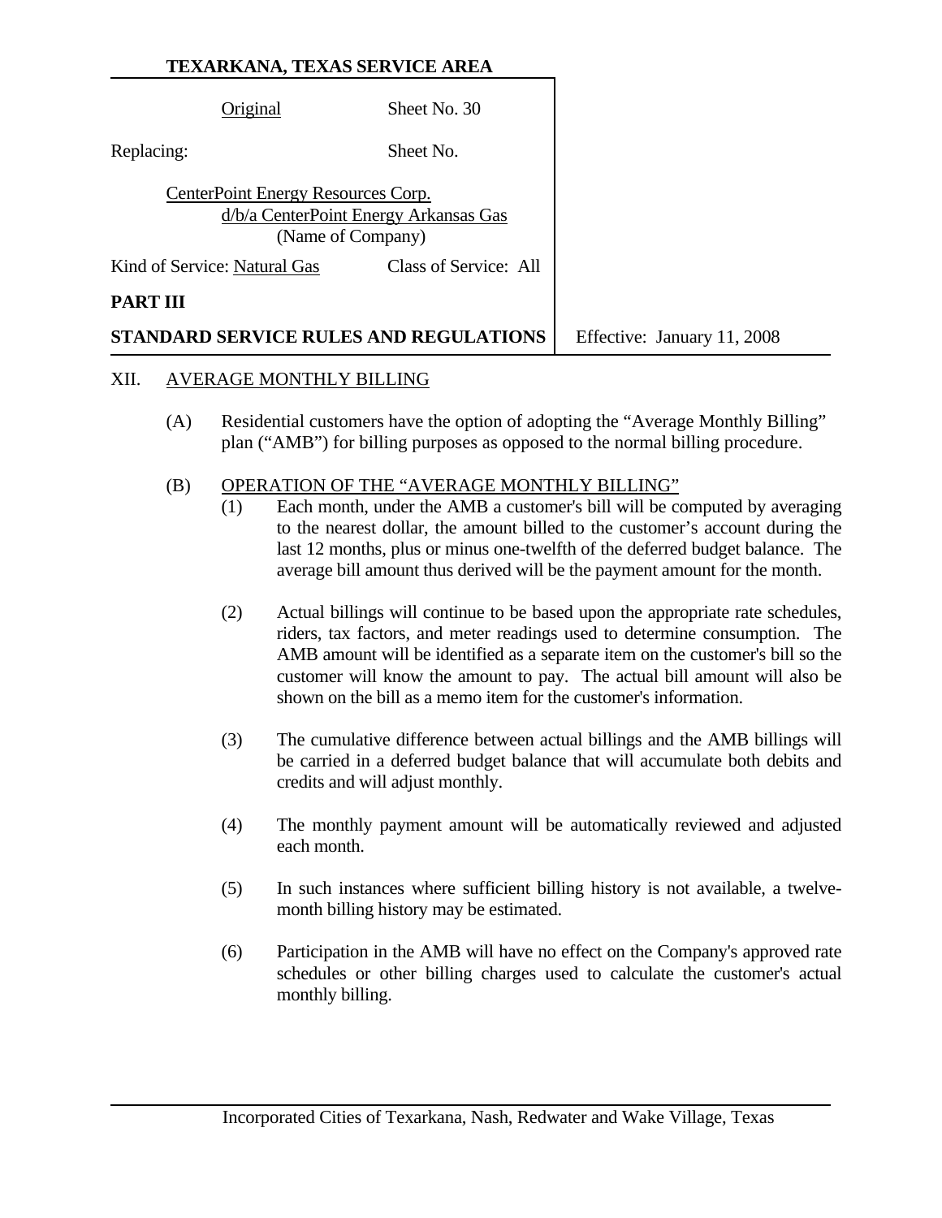**TEXARKANA, TEXAS SERVICE AREA**

| | |
|---|---|
| Original | Sheet No. 30 |
| Replacing: | Sheet No. |

CenterPoint Energy Resources Corp.
d/b/a CenterPoint Energy Arkansas Gas
(Name of Company)

Kind of Service: Natural Gas Class of Service: All

**PART III**

**STANDARD SERVICE RULES AND REGULATIONS** Effective: January 11, 2008

XII. AVERAGE MONTHLY BILLING

(A) Residential customers have the option of adopting the "Average Monthly Billing" plan ("AMB") for billing purposes as opposed to the normal billing procedure.

(B) OPERATION OF THE "AVERAGE MONTHLY BILLING"

(1) Each month, under the AMB a customer's bill will be computed by averaging to the nearest dollar, the amount billed to the customer's account during the last 12 months, plus or minus one-twelfth of the deferred budget balance. The average bill amount thus derived will be the payment amount for the month.

(2) Actual billings will continue to be based upon the appropriate rate schedules, riders, tax factors, and meter readings used to determine consumption. The AMB amount will be identified as a separate item on the customer's bill so the customer will know the amount to pay. The actual bill amount will also be shown on the bill as a memo item for the customer's information.

(3) The cumulative difference between actual billings and the AMB billings will be carried in a deferred budget balance that will accumulate both debits and credits and will adjust monthly.

(4) The monthly payment amount will be automatically reviewed and adjusted each month.

(5) In such instances where sufficient billing history is not available, a twelve-month billing history may be estimated.

(6) Participation in the AMB will have no effect on the Company's approved rate schedules or other billing charges used to calculate the customer's actual monthly billing.

Incorporated Cities of Texarkana, Nash, Redwater and Wake Village, Texas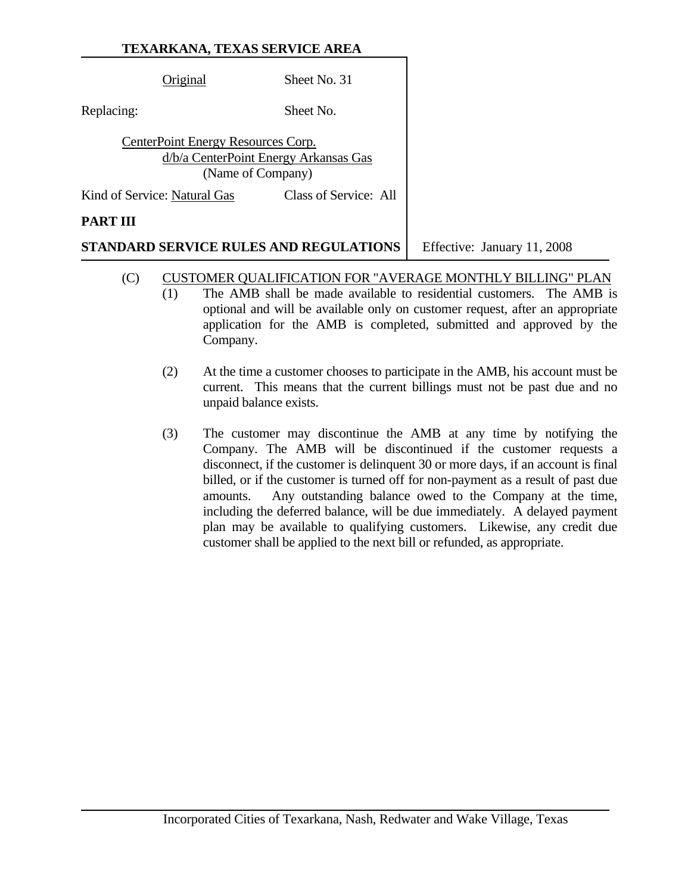**TEXARKANA, TEXAS SERVICE AREA**

| Original | Sheet No. 31 |
| --- | --- |
| Replacing: | Sheet No. |

CenterPoint Energy Resources Corp.
d/b/a CenterPoint Energy Arkansas Gas
(Name of Company)

Kind of Service: Natural Gas    Class of Service: All

**PART III**

**STANDARD SERVICE RULES AND REGULATIONS**    Effective: January 11, 2008

(C) CUSTOMER QUALIFICATION FOR "AVERAGE MONTHLY BILLING" PLAN

(1) The AMB shall be made available to residential customers. The AMB is optional and will be available only on customer request, after an appropriate application for the AMB is completed, submitted and approved by the Company.

(2) At the time a customer chooses to participate in the AMB, his account must be current. This means that the current billings must not be past due and no unpaid balance exists.

(3) The customer may discontinue the AMB at any time by notifying the Company. The AMB will be discontinued if the customer requests a disconnect, if the customer is delinquent 30 or more days, if an account is final billed, or if the customer is turned off for non-payment as a result of past due amounts. Any outstanding balance owed to the Company at the time, including the deferred balance, will be due immediately. A delayed payment plan may be available to qualifying customers. Likewise, any credit due customer shall be applied to the next bill or refunded, as appropriate.

Incorporated Cities of Texarkana, Nash, Redwater and Wake Village, Texas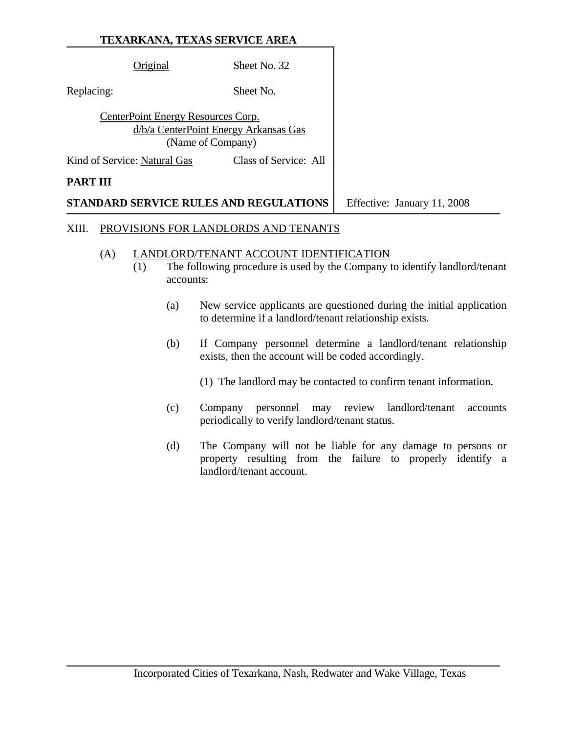**TEXARKANA, TEXAS SERVICE AREA**

| Original | Sheet No. 32 |
| --- | --- |
| Replacing: | Sheet No. |

CenterPoint Energy Resources Corp.
d/b/a CenterPoint Energy Arkansas Gas
(Name of Company)

Kind of Service: Natural Gas    Class of Service: All

**PART III**

**STANDARD SERVICE RULES AND REGULATIONS**    Effective: January 11, 2008

XIII. PROVISIONS FOR LANDLORDS AND TENANTS

(A) LANDLORD/TENANT ACCOUNT IDENTIFICATION

(1) The following procedure is used by the Company to identify landlord/tenant accounts:

(a) New service applicants are questioned during the initial application to determine if a landlord/tenant relationship exists.

(b) If Company personnel determine a landlord/tenant relationship exists, then the account will be coded accordingly.

(1) The landlord may be contacted to confirm tenant information.

(c) Company personnel may review landlord/tenant accounts periodically to verify landlord/tenant status.

(d) The Company will not be liable for any damage to persons or property resulting from the failure to properly identify a landlord/tenant account.

Incorporated Cities of Texarkana, Nash, Redwater and Wake Village, Texas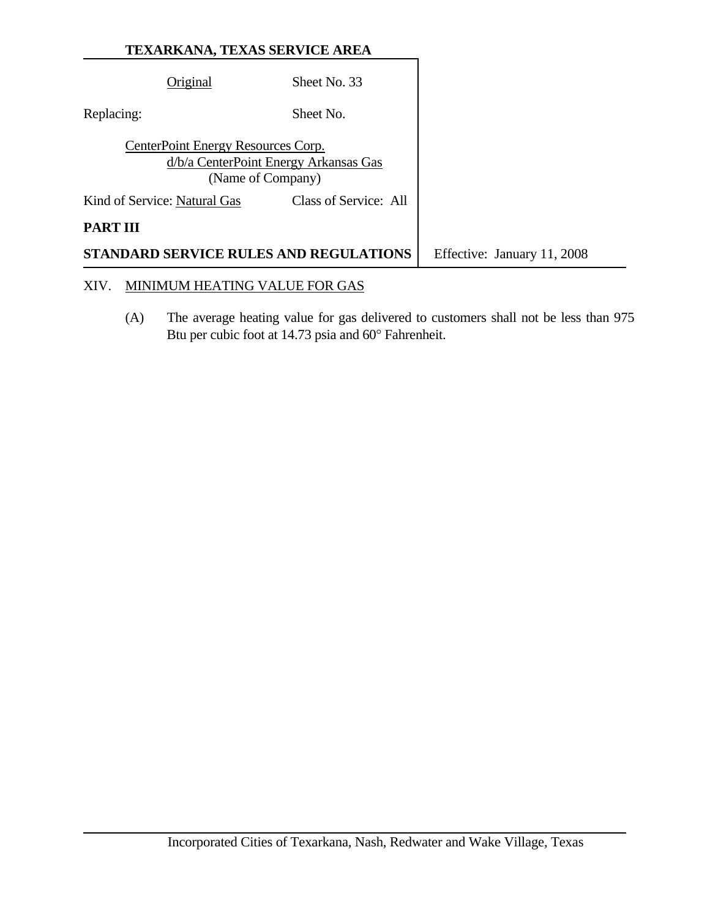**TEXARKANA, TEXAS SERVICE AREA**

| Original | Sheet No. 33 |
|---|---|
| Replacing: | Sheet No. |

CenterPoint Energy Resources Corp.
d/b/a CenterPoint Energy Arkansas Gas
(Name of Company)

Kind of Service: Natural Gas    Class of Service: All

**PART III**

**STANDARD SERVICE RULES AND REGULATIONS**    Effective: January 11, 2008

## XIV. MINIMUM HEATING VALUE FOR GAS

(A) The average heating value for gas delivered to customers shall not be less than 975 Btu per cubic foot at 14.73 psia and 60° Fahrenheit.

Incorporated Cities of Texarkana, Nash, Redwater and Wake Village, Texas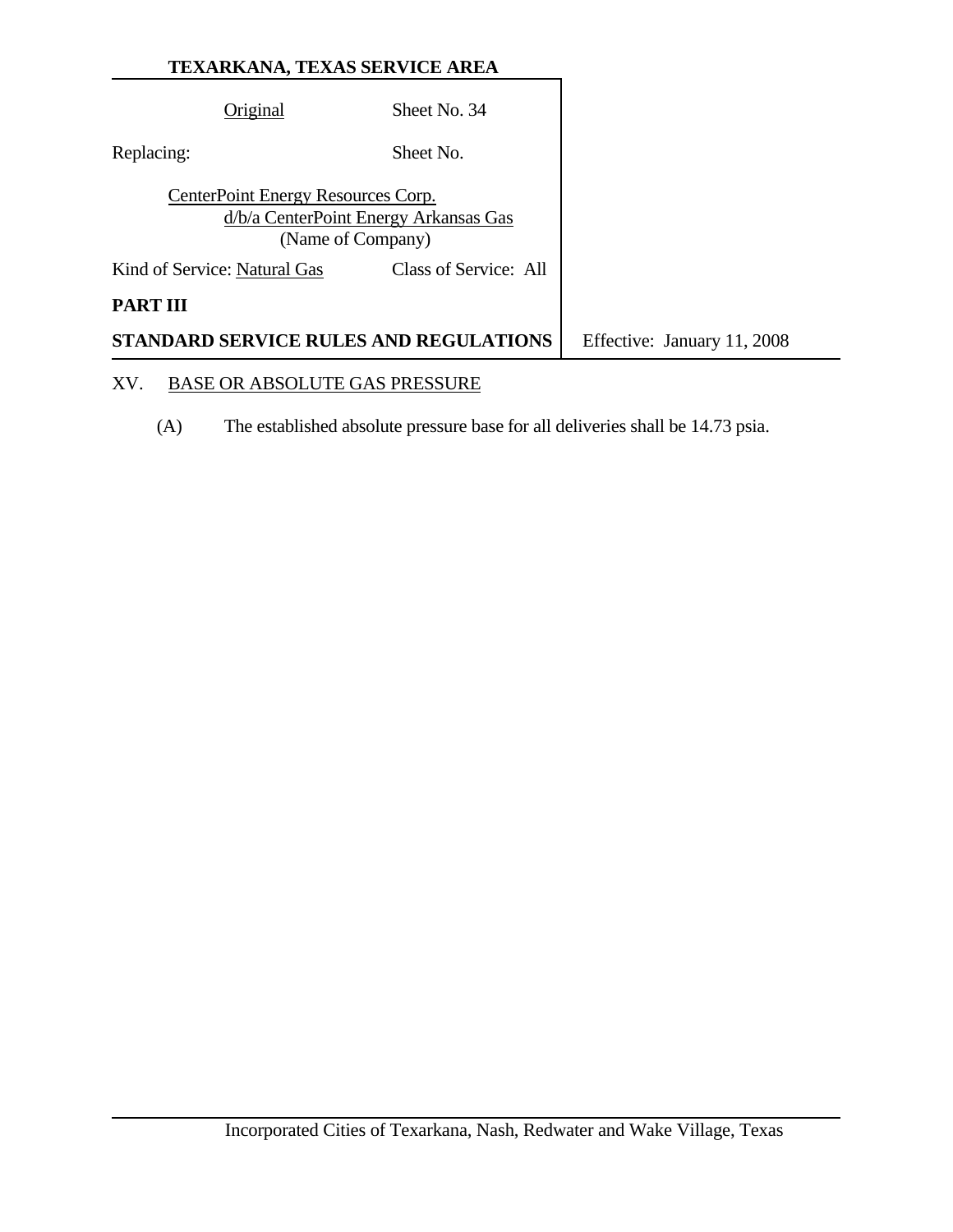**TEXARKANA, TEXAS SERVICE AREA**

| | |
|---|---|
| Original | Sheet No. 34 |
| Replacing: | Sheet No. |

CenterPoint Energy Resources Corp.
d/b/a CenterPoint Energy Arkansas Gas
(Name of Company)

Kind of Service: Natural Gas — Class of Service: All

**PART III**

**STANDARD SERVICE RULES AND REGULATIONS** — Effective: January 11, 2008

XV. BASE OR ABSOLUTE GAS PRESSURE

(A) The established absolute pressure base for all deliveries shall be 14.73 psia.

Incorporated Cities of Texarkana, Nash, Redwater and Wake Village, Texas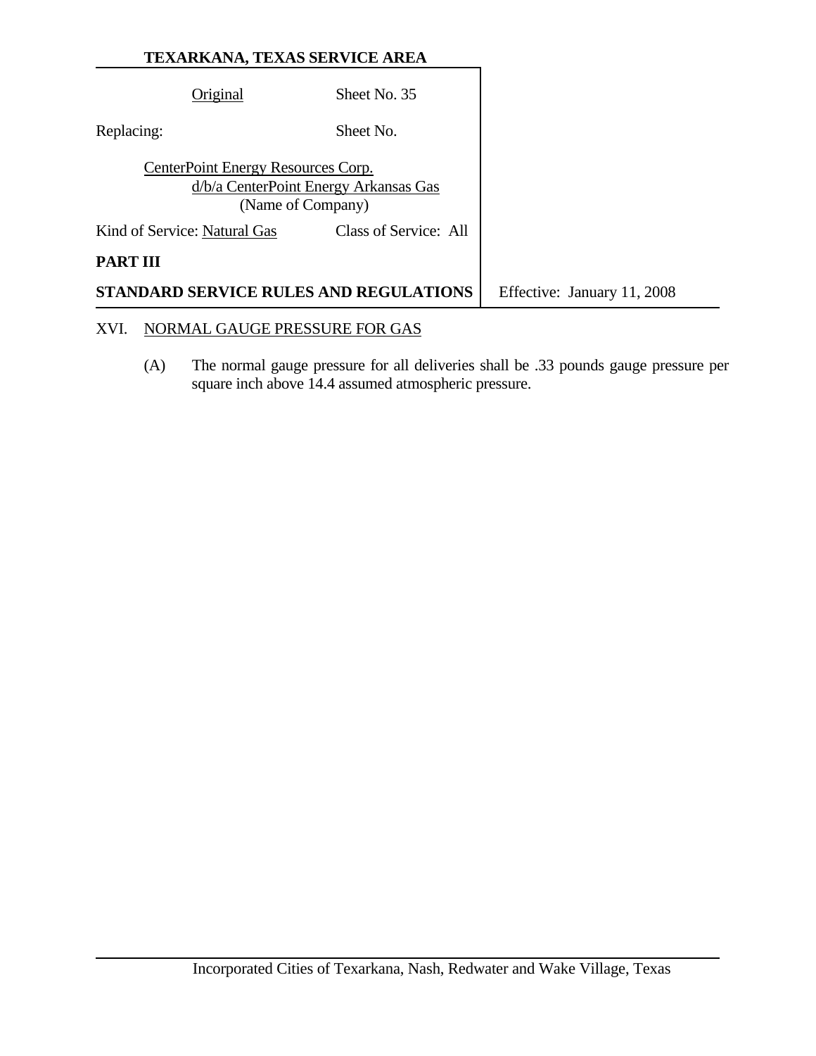**TEXARKANA, TEXAS SERVICE AREA**

| Original | Sheet No. 35 |
|---|---|
| Replacing: | Sheet No. |

CenterPoint Energy Resources Corp.
d/b/a CenterPoint Energy Arkansas Gas
(Name of Company)

Kind of Service: Natural Gas Class of Service: All

**PART III**

**STANDARD SERVICE RULES AND REGULATIONS** Effective: January 11, 2008

XVI. NORMAL GAUGE PRESSURE FOR GAS

(A) The normal gauge pressure for all deliveries shall be .33 pounds gauge pressure per square inch above 14.4 assumed atmospheric pressure.

Incorporated Cities of Texarkana, Nash, Redwater and Wake Village, Texas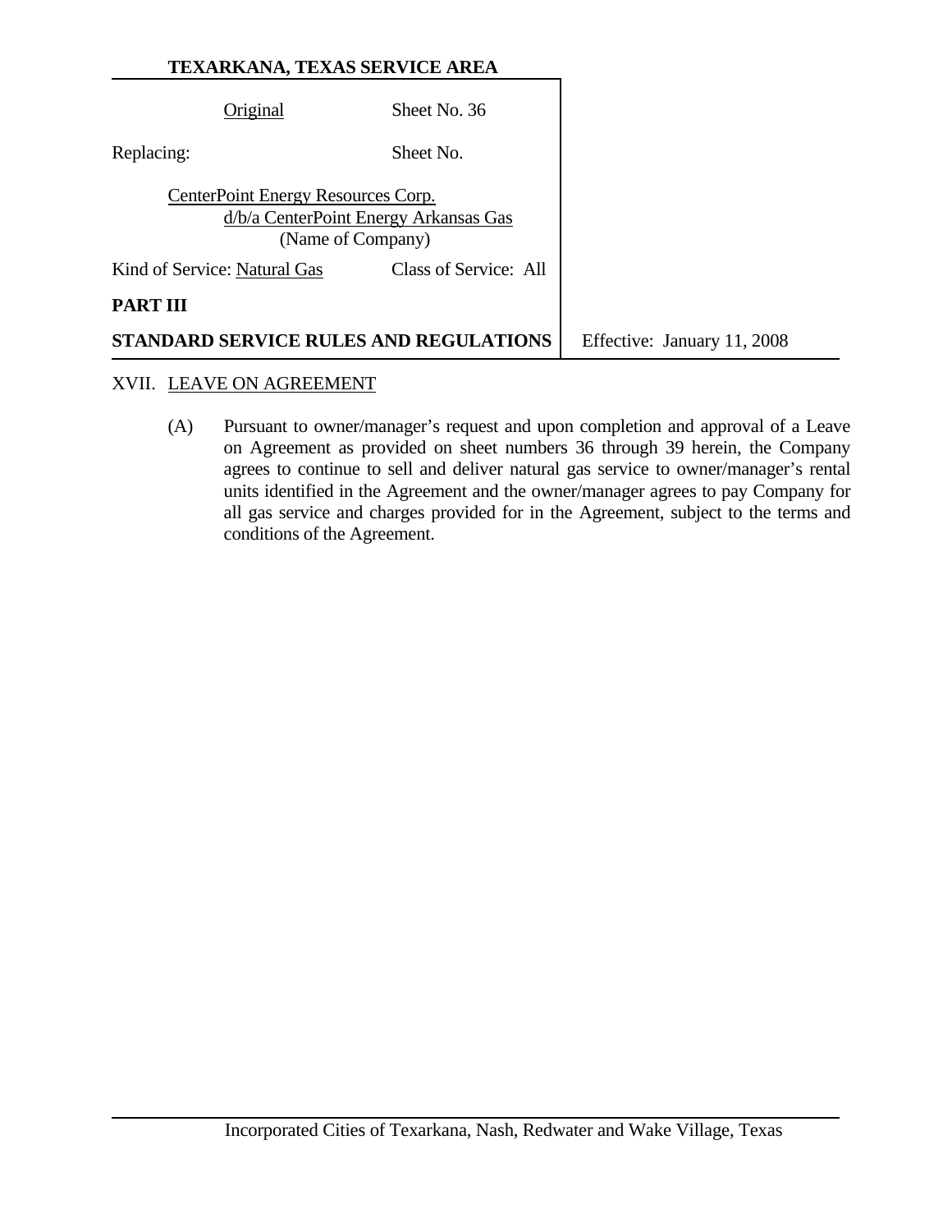**TEXARKANA, TEXAS SERVICE AREA**

Original Sheet No. 36

Replacing: Sheet No.

CenterPoint Energy Resources Corp.
d/b/a CenterPoint Energy Arkansas Gas
(Name of Company)

Kind of Service: Natural Gas Class of Service: All

**PART III**

**STANDARD SERVICE RULES AND REGULATIONS**

Effective: January 11, 2008

XVII. LEAVE ON AGREEMENT

(A) Pursuant to owner/manager's request and upon completion and approval of a Leave on Agreement as provided on sheet numbers 36 through 39 herein, the Company agrees to continue to sell and deliver natural gas service to owner/manager's rental units identified in the Agreement and the owner/manager agrees to pay Company for all gas service and charges provided for in the Agreement, subject to the terms and conditions of the Agreement.

Incorporated Cities of Texarkana, Nash, Redwater and Wake Village, Texas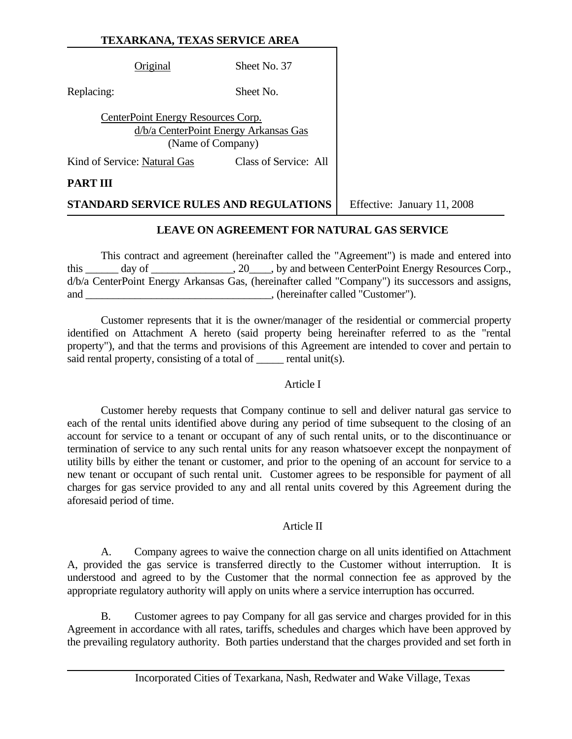**TEXARKANA, TEXAS SERVICE AREA**

| Original | Sheet No. 37 | |
|---|---|---|
| Replacing: | Sheet No. | |
| CenterPoint Energy Resources Corp. d/b/a CenterPoint Energy Arkansas Gas (Name of Company) | | |
| Kind of Service: Natural Gas | Class of Service: All | |
| **PART III** | | |
| **STANDARD SERVICE RULES AND REGULATIONS** | | Effective: January 11, 2008 |

## LEAVE ON AGREEMENT FOR NATURAL GAS SERVICE

This contract and agreement (hereinafter called the "Agreement") is made and entered into this ______ day of _______________, 20____, by and between CenterPoint Energy Resources Corp., d/b/a CenterPoint Energy Arkansas Gas, (hereinafter called "Company") its successors and assigns, and __________________________________, (hereinafter called "Customer").

Customer represents that it is the owner/manager of the residential or commercial property identified on Attachment A hereto (said property being hereinafter referred to as the "rental property"), and that the terms and provisions of this Agreement are intended to cover and pertain to said rental property, consisting of a total of _____ rental unit(s).

Article I

Customer hereby requests that Company continue to sell and deliver natural gas service to each of the rental units identified above during any period of time subsequent to the closing of an account for service to a tenant or occupant of any of such rental units, or to the discontinuance or termination of service to any such rental units for any reason whatsoever except the nonpayment of utility bills by either the tenant or customer, and prior to the opening of an account for service to a new tenant or occupant of such rental unit. Customer agrees to be responsible for payment of all charges for gas service provided to any and all rental units covered by this Agreement during the aforesaid period of time.

Article II

A. Company agrees to waive the connection charge on all units identified on Attachment A, provided the gas service is transferred directly to the Customer without interruption. It is understood and agreed to by the Customer that the normal connection fee as approved by the appropriate regulatory authority will apply on units where a service interruption has occurred.

B. Customer agrees to pay Company for all gas service and charges provided for in this Agreement in accordance with all rates, tariffs, schedules and charges which have been approved by the prevailing regulatory authority. Both parties understand that the charges provided and set forth in

Incorporated Cities of Texarkana, Nash, Redwater and Wake Village, Texas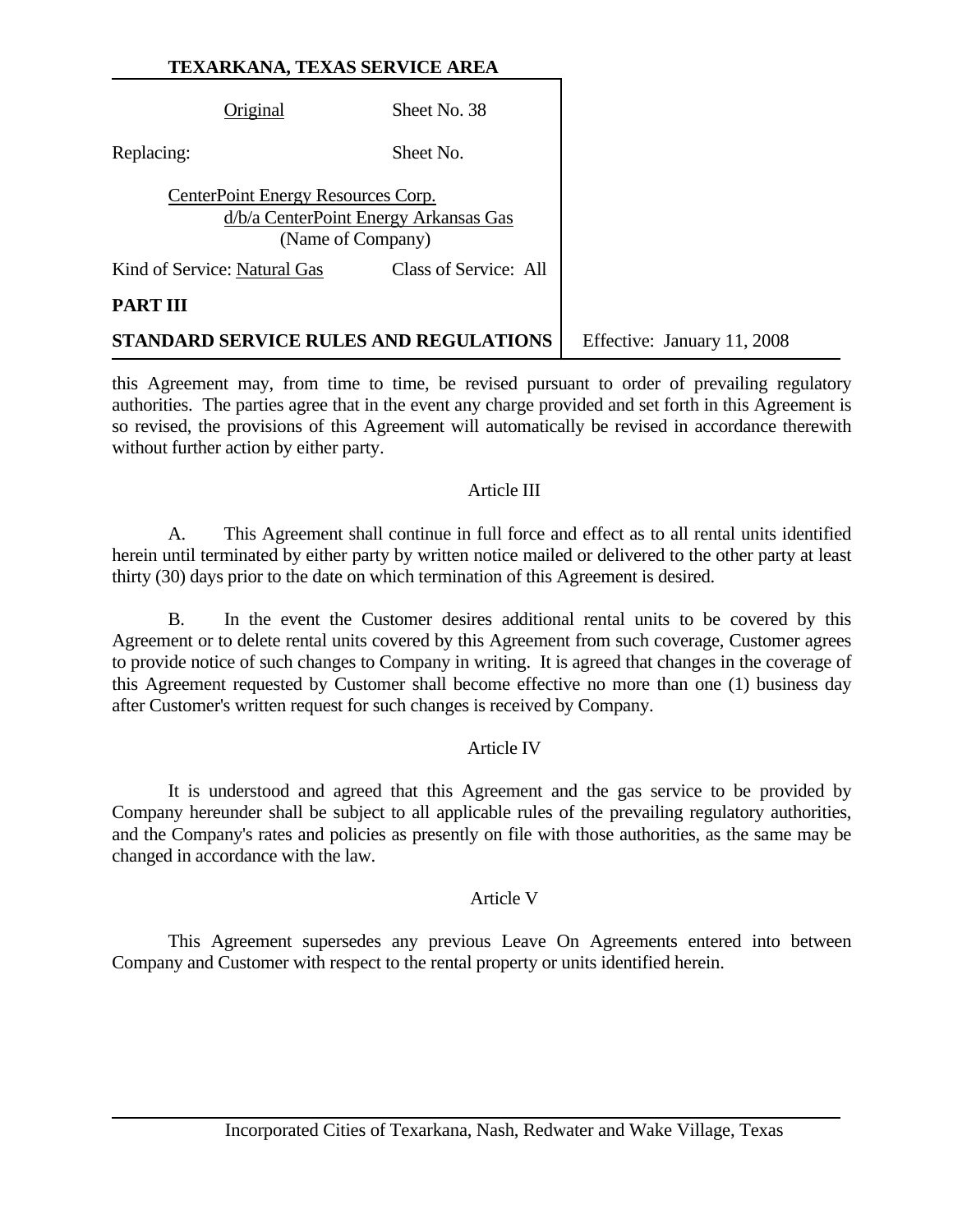this Agreement may, from time to time, be revised pursuant to order of prevailing regulatory authorities. The parties agree that in the event any charge provided and set forth in this Agreement is so revised, the provisions of this Agreement will automatically be revised in accordance therewith without further action by either party.

Article III

A. This Agreement shall continue in full force and effect as to all rental units identified herein until terminated by either party by written notice mailed or delivered to the other party at least thirty (30) days prior to the date on which termination of this Agreement is desired.

B. In the event the Customer desires additional rental units to be covered by this Agreement or to delete rental units covered by this Agreement from such coverage, Customer agrees to provide notice of such changes to Company in writing. It is agreed that changes in the coverage of this Agreement requested by Customer shall become effective no more than one (1) business day after Customer's written request for such changes is received by Company.

Article IV

It is understood and agreed that this Agreement and the gas service to be provided by Company hereunder shall be subject to all applicable rules of the prevailing regulatory authorities, and the Company's rates and policies as presently on file with those authorities, as the same may be changed in accordance with the law.

Article V

This Agreement supersedes any previous Leave On Agreements entered into between Company and Customer with respect to the rental property or units identified herein.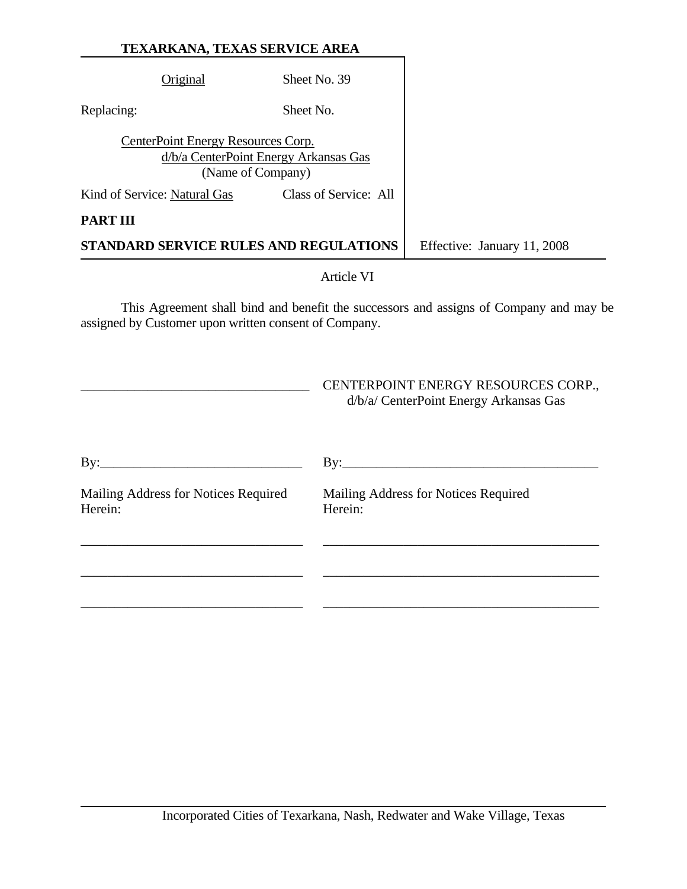Article VI

This Agreement shall bind and benefit the successors and assigns of Company and may be assigned by Customer upon written consent of Company.

| ______________________________ | CENTERPOINT ENERGY RESOURCES CORP., d/b/a/ CenterPoint Energy Arkansas Gas |
|---|---|
| By:______________________________ | By:______________________________ |
| Mailing Address for Notices Required Herein: | Mailing Address for Notices Required Herein: |
| ______________________________ | ______________________________ |
| ______________________________ | ______________________________ |
| ______________________________ | ______________________________ |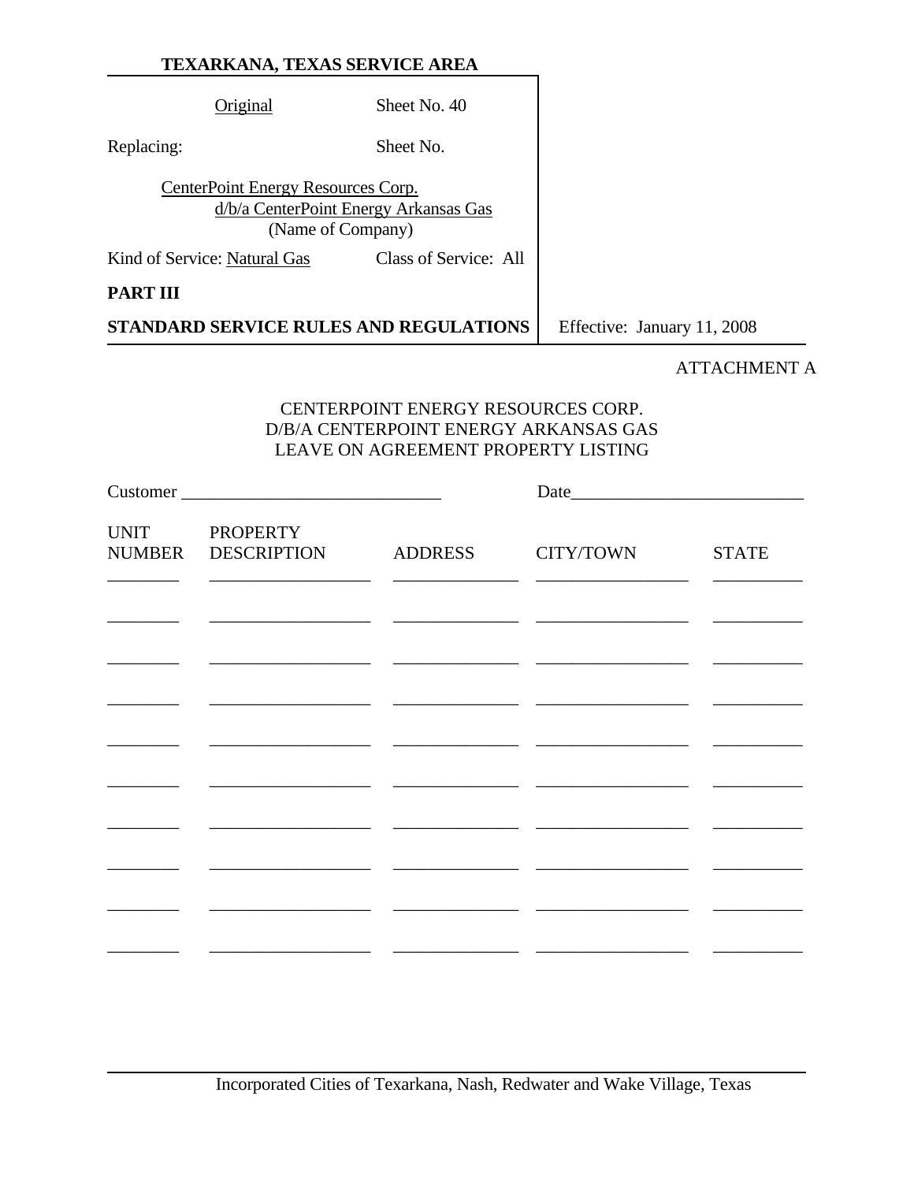**TEXARKANA, TEXAS SERVICE AREA**

Original Sheet No. 40

Replacing: Sheet No.

CenterPoint Energy Resources Corp.
d/b/a CenterPoint Energy Arkansas Gas
(Name of Company)

Kind of Service: Natural Gas Class of Service: All

**PART III**

**STANDARD SERVICE RULES AND REGULATIONS** Effective: January 11, 2008

ATTACHMENT A

CENTERPOINT ENERGY RESOURCES CORP.
D/B/A CENTERPOINT ENERGY ARKANSAS GAS
LEAVE ON AGREEMENT PROPERTY LISTING

Customer ____________________________ Date__________________________

| UNIT NUMBER | PROPERTY DESCRIPTION | ADDRESS | CITY/TOWN | STATE |
|---|---|---|---|---|
| ________ | __________________ | ______________ | _________________ | __________ |
| ________ | __________________ | ______________ | _________________ | __________ |
| ________ | __________________ | ______________ | _________________ | __________ |
| ________ | __________________ | ______________ | _________________ | __________ |
| ________ | __________________ | ______________ | _________________ | __________ |
| ________ | __________________ | ______________ | _________________ | __________ |
| ________ | __________________ | ______________ | _________________ | __________ |
| ________ | __________________ | ______________ | _________________ | __________ |
| ________ | __________________ | ______________ | _________________ | __________ |
| ________ | __________________ | ______________ | _________________ | __________ |

Incorporated Cities of Texarkana, Nash, Redwater and Wake Village, Texas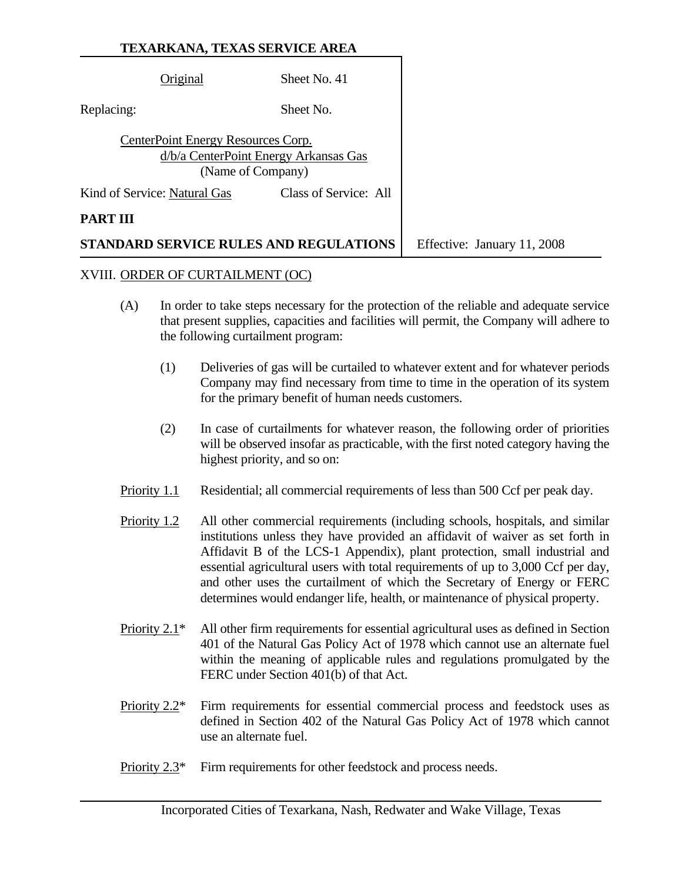**TEXARKANA, TEXAS SERVICE AREA**

| Original | Sheet No. 41 |
|---|---|
| Replacing: | Sheet No. |

CenterPoint Energy Resources Corp.
d/b/a CenterPoint Energy Arkansas Gas
(Name of Company)

Kind of Service: Natural Gas     Class of Service: All

**PART III**

**STANDARD SERVICE RULES AND REGULATIONS**     Effective: January 11, 2008

XVIII. ORDER OF CURTAILMENT (OC)

(A) In order to take steps necessary for the protection of the reliable and adequate service that present supplies, capacities and facilities will permit, the Company will adhere to the following curtailment program:

(1) Deliveries of gas will be curtailed to whatever extent and for whatever periods Company may find necessary from time to time in the operation of its system for the primary benefit of human needs customers.

(2) In case of curtailments for whatever reason, the following order of priorities will be observed insofar as practicable, with the first noted category having the highest priority, and so on:

Priority 1.1 Residential; all commercial requirements of less than 500 Ccf per peak day.

Priority 1.2 All other commercial requirements (including schools, hospitals, and similar institutions unless they have provided an affidavit of waiver as set forth in Affidavit B of the LCS-1 Appendix), plant protection, small industrial and essential agricultural users with total requirements of up to 3,000 Ccf per day, and other uses the curtailment of which the Secretary of Energy or FERC determines would endanger life, health, or maintenance of physical property.

Priority 2.1* All other firm requirements for essential agricultural uses as defined in Section 401 of the Natural Gas Policy Act of 1978 which cannot use an alternate fuel within the meaning of applicable rules and regulations promulgated by the FERC under Section 401(b) of that Act.

Priority 2.2* Firm requirements for essential commercial process and feedstock uses as defined in Section 402 of the Natural Gas Policy Act of 1978 which cannot use an alternate fuel.

Priority 2.3* Firm requirements for other feedstock and process needs.

Incorporated Cities of Texarkana, Nash, Redwater and Wake Village, Texas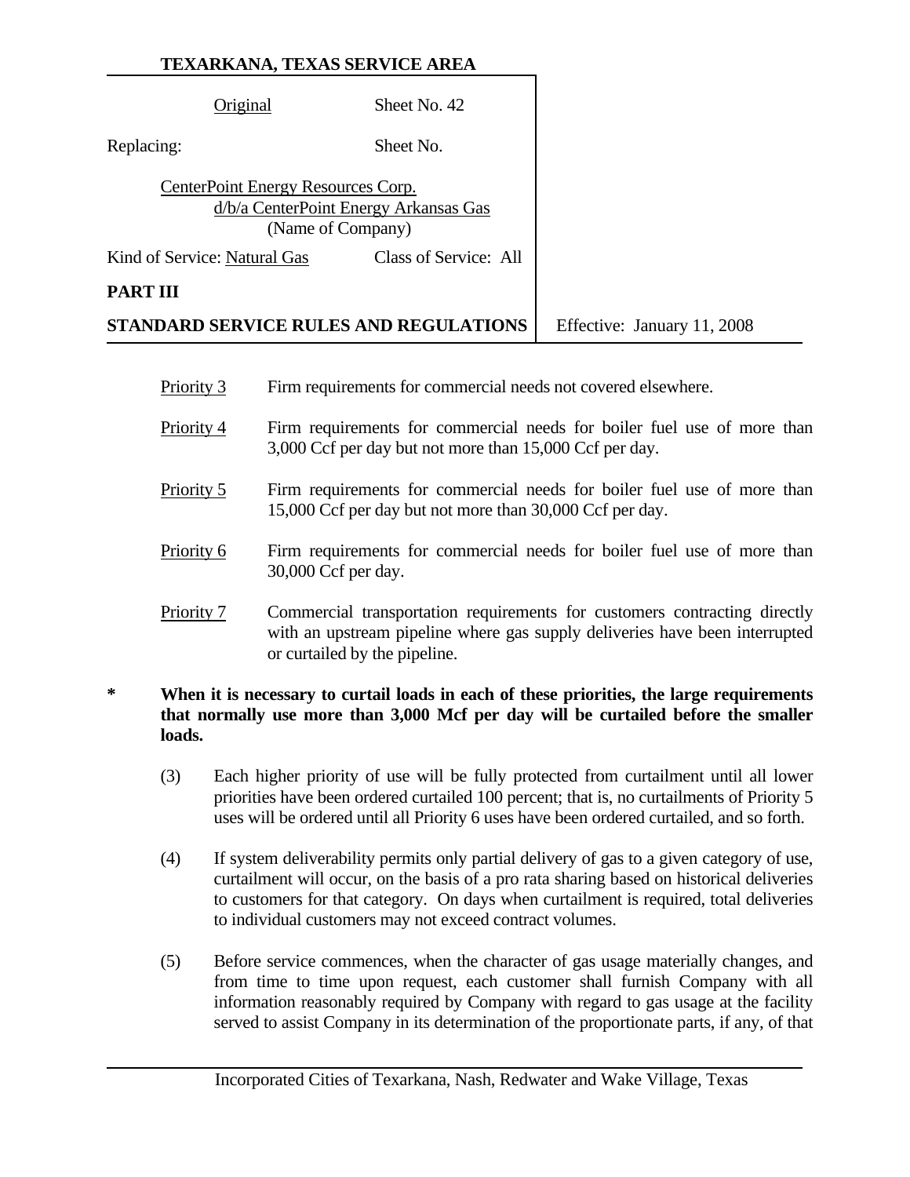**TEXARKANA, TEXAS SERVICE AREA**

| Original | Sheet No. 42 | |
|---|---|---|
| Replacing: | Sheet No. | |
| CenterPoint Energy Resources Corp. d/b/a CenterPoint Energy Arkansas Gas (Name of Company) | | |
| Kind of Service: Natural Gas | Class of Service: All | |
| **PART III** | | |
| **STANDARD SERVICE RULES AND REGULATIONS** | | Effective: January 11, 2008 |

Priority 3 — Firm requirements for commercial needs not covered elsewhere.

Priority 4 — Firm requirements for commercial needs for boiler fuel use of more than 3,000 Ccf per day but not more than 15,000 Ccf per day.

Priority 5 — Firm requirements for commercial needs for boiler fuel use of more than 15,000 Ccf per day but not more than 30,000 Ccf per day.

Priority 6 — Firm requirements for commercial needs for boiler fuel use of more than 30,000 Ccf per day.

Priority 7 — Commercial transportation requirements for customers contracting directly with an upstream pipeline where gas supply deliveries have been interrupted or curtailed by the pipeline.

\* **When it is necessary to curtail loads in each of these priorities, the large requirements that normally use more than 3,000 Mcf per day will be curtailed before the smaller loads.**

(3) Each higher priority of use will be fully protected from curtailment until all lower priorities have been ordered curtailed 100 percent; that is, no curtailments of Priority 5 uses will be ordered until all Priority 6 uses have been ordered curtailed, and so forth.

(4) If system deliverability permits only partial delivery of gas to a given category of use, curtailment will occur, on the basis of a pro rata sharing based on historical deliveries to customers for that category. On days when curtailment is required, total deliveries to individual customers may not exceed contract volumes.

(5) Before service commences, when the character of gas usage materially changes, and from time to time upon request, each customer shall furnish Company with all information reasonably required by Company with regard to gas usage at the facility served to assist Company in its determination of the proportionate parts, if any, of that

Incorporated Cities of Texarkana, Nash, Redwater and Wake Village, Texas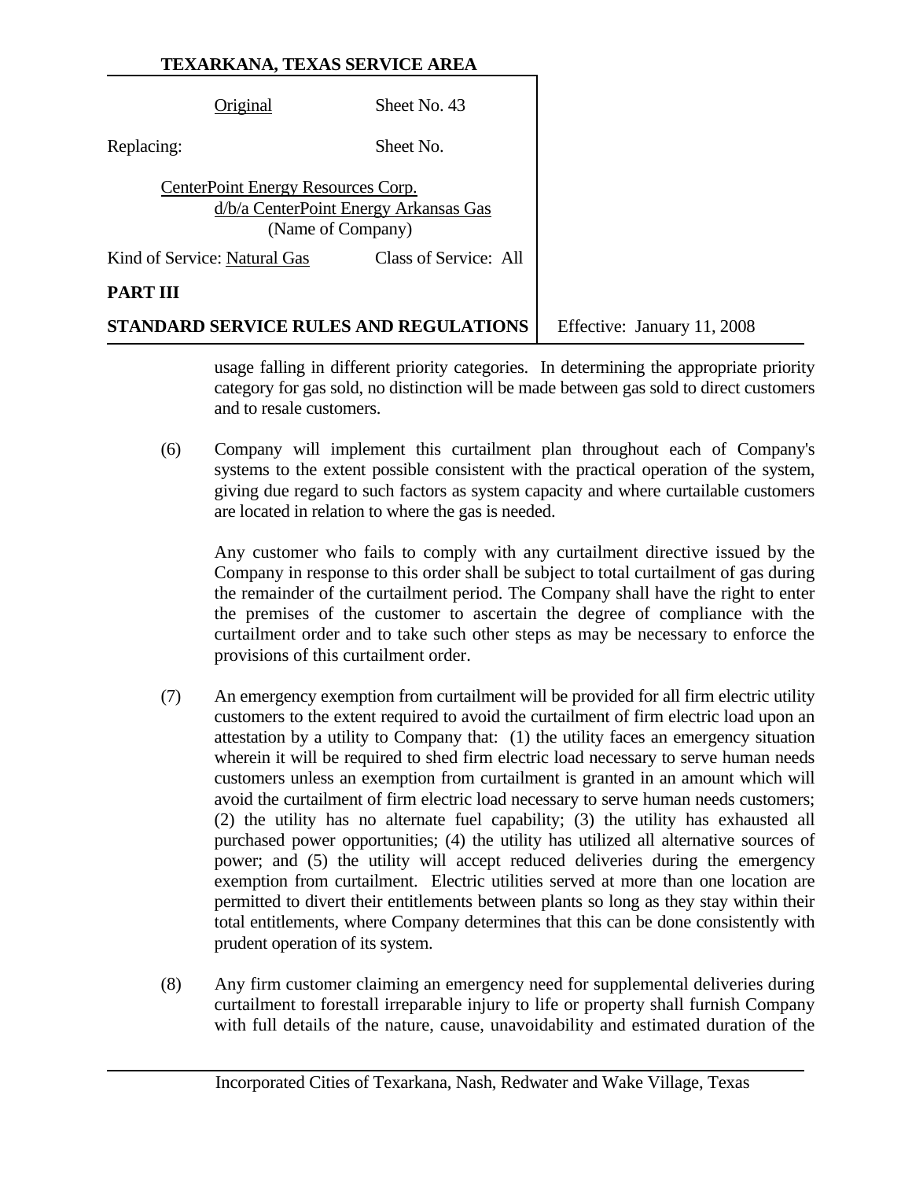usage falling in different priority categories. In determining the appropriate priority category for gas sold, no distinction will be made between gas sold to direct customers and to resale customers.

(6) Company will implement this curtailment plan throughout each of Company's systems to the extent possible consistent with the practical operation of the system, giving due regard to such factors as system capacity and where curtailable customers are located in relation to where the gas is needed.

Any customer who fails to comply with any curtailment directive issued by the Company in response to this order shall be subject to total curtailment of gas during the remainder of the curtailment period. The Company shall have the right to enter the premises of the customer to ascertain the degree of compliance with the curtailment order and to take such other steps as may be necessary to enforce the provisions of this curtailment order.

(7) An emergency exemption from curtailment will be provided for all firm electric utility customers to the extent required to avoid the curtailment of firm electric load upon an attestation by a utility to Company that: (1) the utility faces an emergency situation wherein it will be required to shed firm electric load necessary to serve human needs customers unless an exemption from curtailment is granted in an amount which will avoid the curtailment of firm electric load necessary to serve human needs customers; (2) the utility has no alternate fuel capability; (3) the utility has exhausted all purchased power opportunities; (4) the utility has utilized all alternative sources of power; and (5) the utility will accept reduced deliveries during the emergency exemption from curtailment. Electric utilities served at more than one location are permitted to divert their entitlements between plants so long as they stay within their total entitlements, where Company determines that this can be done consistently with prudent operation of its system.

(8) Any firm customer claiming an emergency need for supplemental deliveries during curtailment to forestall irreparable injury to life or property shall furnish Company with full details of the nature, cause, unavoidability and estimated duration of the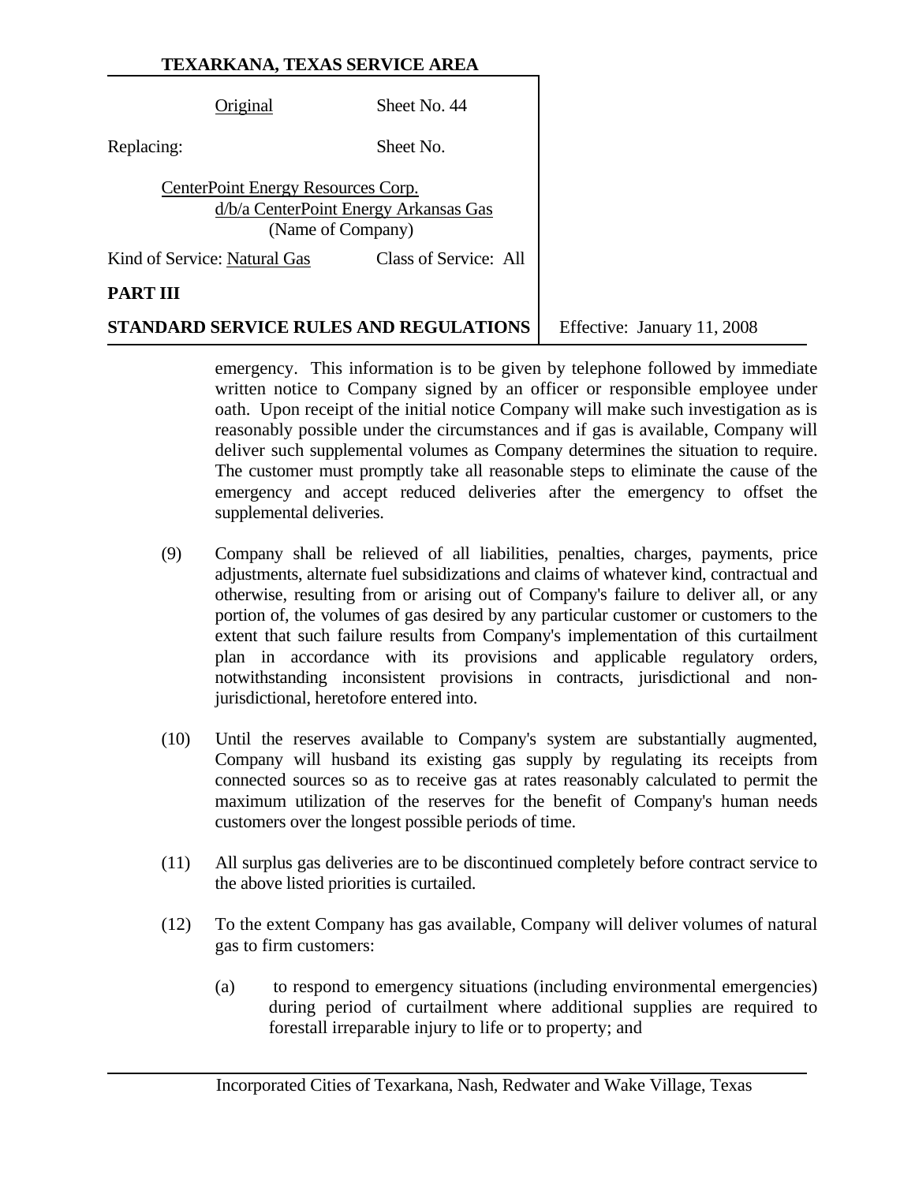emergency. This information is to be given by telephone followed by immediate written notice to Company signed by an officer or responsible employee under oath. Upon receipt of the initial notice Company will make such investigation as is reasonably possible under the circumstances and if gas is available, Company will deliver such supplemental volumes as Company determines the situation to require. The customer must promptly take all reasonable steps to eliminate the cause of the emergency and accept reduced deliveries after the emergency to offset the supplemental deliveries.

(9) Company shall be relieved of all liabilities, penalties, charges, payments, price adjustments, alternate fuel subsidizations and claims of whatever kind, contractual and otherwise, resulting from or arising out of Company's failure to deliver all, or any portion of, the volumes of gas desired by any particular customer or customers to the extent that such failure results from Company's implementation of this curtailment plan in accordance with its provisions and applicable regulatory orders, notwithstanding inconsistent provisions in contracts, jurisdictional and non-jurisdictional, heretofore entered into.

(10) Until the reserves available to Company's system are substantially augmented, Company will husband its existing gas supply by regulating its receipts from connected sources so as to receive gas at rates reasonably calculated to permit the maximum utilization of the reserves for the benefit of Company's human needs customers over the longest possible periods of time.

(11) All surplus gas deliveries are to be discontinued completely before contract service to the above listed priorities is curtailed.

(12) To the extent Company has gas available, Company will deliver volumes of natural gas to firm customers:

(a) to respond to emergency situations (including environmental emergencies) during period of curtailment where additional supplies are required to forestall irreparable injury to life or to property; and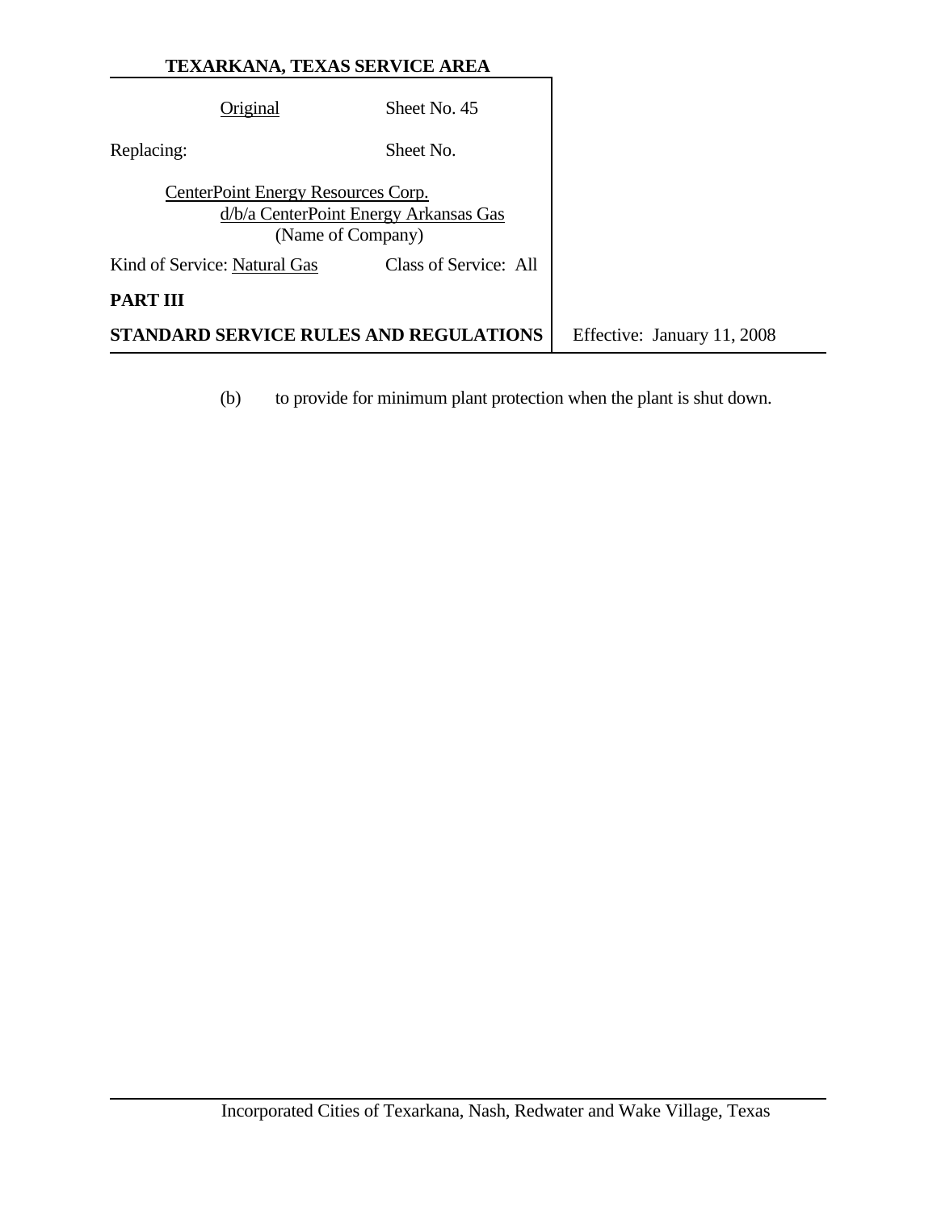(b) to provide for minimum plant protection when the plant is shut down.